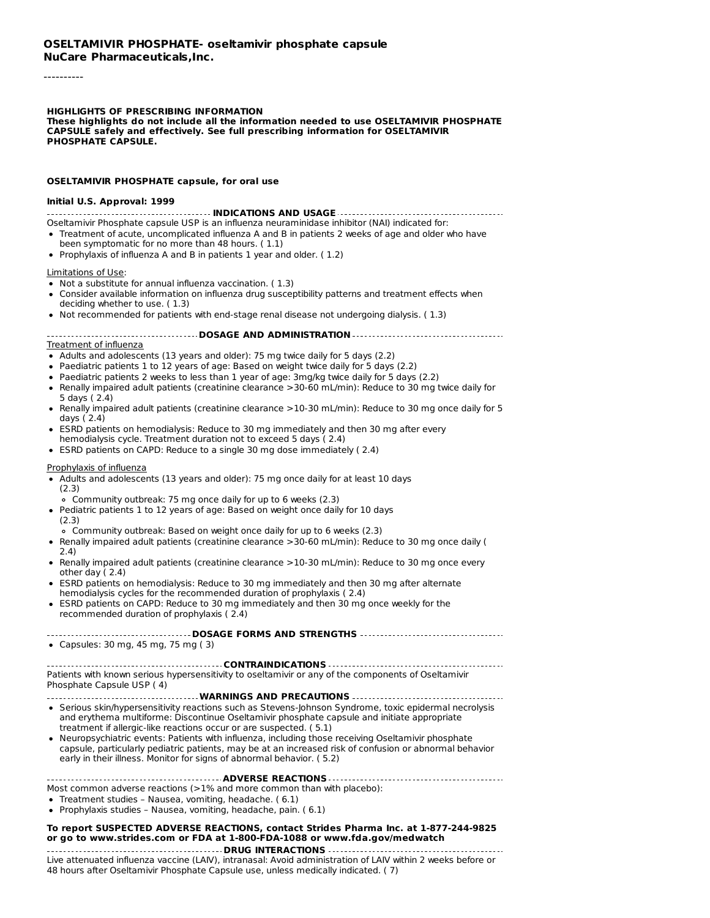# OSELTAMIVIR PHOSPHATE- oseltamivir phosphate capsule
**NuCare Pharmaceuticals,Inc.**

----------

**HIGHLIGHTS OF PRESCRIBING INFORMATION**
**These highlights do not include all the information needed to use OSELTAMIVIR PHOSPHATE CAPSULE safely and effectively. See full prescribing information for OSELTAMIVIR PHOSPHATE CAPSULE.**

**OSELTAMIVIR PHOSPHATE capsule, for oral use**

**Initial U.S. Approval: 1999**

## INDICATIONS AND USAGE

Oseltamivir Phosphate capsule USP is an influenza neuraminidase inhibitor (NAI) indicated for:

- Treatment of acute, uncomplicated influenza A and B in patients 2 weeks of age and older who have been symptomatic for no more than 48 hours. ( 1.1)
- Prophylaxis of influenza A and B in patients 1 year and older. ( 1.2)

Limitations of Use:

- Not a substitute for annual influenza vaccination. ( 1.3)
- Consider available information on influenza drug susceptibility patterns and treatment effects when deciding whether to use. ( 1.3)
- Not recommended for patients with end-stage renal disease not undergoing dialysis. ( 1.3)

## DOSAGE AND ADMINISTRATION

Treatment of influenza

- Adults and adolescents (13 years and older): 75 mg twice daily for 5 days (2.2)
- Paediatric patients 1 to 12 years of age: Based on weight twice daily for 5 days (2.2)
- Paediatric patients 2 weeks to less than 1 year of age: 3mg/kg twice daily for 5 days (2.2)
- Renally impaired adult patients (creatinine clearance >30-60 mL/min): Reduce to 30 mg twice daily for 5 days ( 2.4)
- Renally impaired adult patients (creatinine clearance >10-30 mL/min): Reduce to 30 mg once daily for 5 days ( 2.4)
- ESRD patients on hemodialysis: Reduce to 30 mg immediately and then 30 mg after every hemodialysis cycle. Treatment duration not to exceed 5 days ( 2.4)
- ESRD patients on CAPD: Reduce to a single 30 mg dose immediately ( 2.4)

Prophylaxis of influenza

- Adults and adolescents (13 years and older): 75 mg once daily for at least 10 days (2.3)
  - Community outbreak: 75 mg once daily for up to 6 weeks (2.3)
- Pediatric patients 1 to 12 years of age: Based on weight once daily for 10 days (2.3)
  - Community outbreak: Based on weight once daily for up to 6 weeks (2.3)
- Renally impaired adult patients (creatinine clearance >30-60 mL/min): Reduce to 30 mg once daily ( 2.4)
- Renally impaired adult patients (creatinine clearance >10-30 mL/min): Reduce to 30 mg once every other day ( 2.4)
- ESRD patients on hemodialysis: Reduce to 30 mg immediately and then 30 mg after alternate hemodialysis cycles for the recommended duration of prophylaxis ( 2.4)
- ESRD patients on CAPD: Reduce to 30 mg immediately and then 30 mg once weekly for the recommended duration of prophylaxis ( 2.4)

## DOSAGE FORMS AND STRENGTHS

- Capsules: 30 mg, 45 mg, 75 mg ( 3)

## CONTRAINDICATIONS

Patients with known serious hypersensitivity to oseltamivir or any of the components of Oseltamivir Phosphate Capsule USP ( 4)

## WARNINGS AND PRECAUTIONS

- Serious skin/hypersensitivity reactions such as Stevens-Johnson Syndrome, toxic epidermal necrolysis and erythema multiforme: Discontinue Oseltamivir phosphate capsule and initiate appropriate treatment if allergic-like reactions occur or are suspected. ( 5.1)
- Neuropsychiatric events: Patients with influenza, including those receiving Oseltamivir phosphate capsule, particularly pediatric patients, may be at an increased risk of confusion or abnormal behavior early in their illness. Monitor for signs of abnormal behavior. ( 5.2)

## ADVERSE REACTIONS

Most common adverse reactions (>1% and more common than with placebo):

- Treatment studies – Nausea, vomiting, headache. ( 6.1)
- Prophylaxis studies – Nausea, vomiting, headache, pain. ( 6.1)

**To report SUSPECTED ADVERSE REACTIONS, contact Strides Pharma Inc. at 1-877-244-9825 or go to www.strides.com or FDA at 1-800-FDA-1088 or www.fda.gov/medwatch**

## DRUG INTERACTIONS

Live attenuated influenza vaccine (LAIV), intranasal: Avoid administration of LAIV within 2 weeks before or 48 hours after Oseltamivir Phosphate Capsule use, unless medically indicated. ( 7)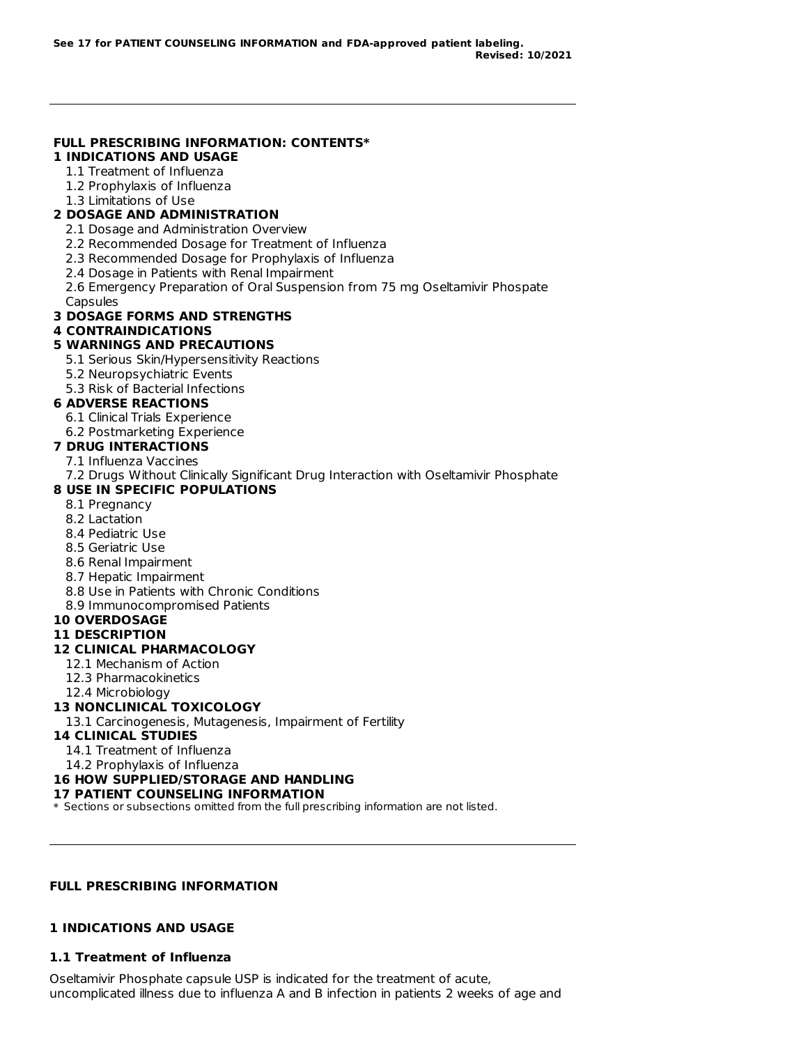**See 17 for PATIENT COUNSELING INFORMATION and FDA-approved patient labeling.**
**Revised: 10/2021**

---

**FULL PRESCRIBING INFORMATION: CONTENTS***

**1 INDICATIONS AND USAGE**
- 1.1 Treatment of Influenza
- 1.2 Prophylaxis of Influenza
- 1.3 Limitations of Use

**2 DOSAGE AND ADMINISTRATION**
- 2.1 Dosage and Administration Overview
- 2.2 Recommended Dosage for Treatment of Influenza
- 2.3 Recommended Dosage for Prophylaxis of Influenza
- 2.4 Dosage in Patients with Renal Impairment
- 2.6 Emergency Preparation of Oral Suspension from 75 mg Oseltamivir Phospate Capsules

**3 DOSAGE FORMS AND STRENGTHS**

**4 CONTRAINDICATIONS**

**5 WARNINGS AND PRECAUTIONS**
- 5.1 Serious Skin/Hypersensitivity Reactions
- 5.2 Neuropsychiatric Events
- 5.3 Risk of Bacterial Infections

**6 ADVERSE REACTIONS**
- 6.1 Clinical Trials Experience
- 6.2 Postmarketing Experience

**7 DRUG INTERACTIONS**
- 7.1 Influenza Vaccines
- 7.2 Drugs Without Clinically Significant Drug Interaction with Oseltamivir Phosphate

**8 USE IN SPECIFIC POPULATIONS**
- 8.1 Pregnancy
- 8.2 Lactation
- 8.4 Pediatric Use
- 8.5 Geriatric Use
- 8.6 Renal Impairment
- 8.7 Hepatic Impairment
- 8.8 Use in Patients with Chronic Conditions
- 8.9 Immunocompromised Patients

**10 OVERDOSAGE**

**11 DESCRIPTION**

**12 CLINICAL PHARMACOLOGY**
- 12.1 Mechanism of Action
- 12.3 Pharmacokinetics
- 12.4 Microbiology

**13 NONCLINICAL TOXICOLOGY**
- 13.1 Carcinogenesis, Mutagenesis, Impairment of Fertility

**14 CLINICAL STUDIES**
- 14.1 Treatment of Influenza
- 14.2 Prophylaxis of Influenza

**16 HOW SUPPLIED/STORAGE AND HANDLING**

**17 PATIENT COUNSELING INFORMATION**

* Sections or subsections omitted from the full prescribing information are not listed.

---

## FULL PRESCRIBING INFORMATION

## 1 INDICATIONS AND USAGE

### 1.1 Treatment of Influenza

Oseltamivir Phosphate capsule USP is indicated for the treatment of acute, uncomplicated illness due to influenza A and B infection in patients 2 weeks of age and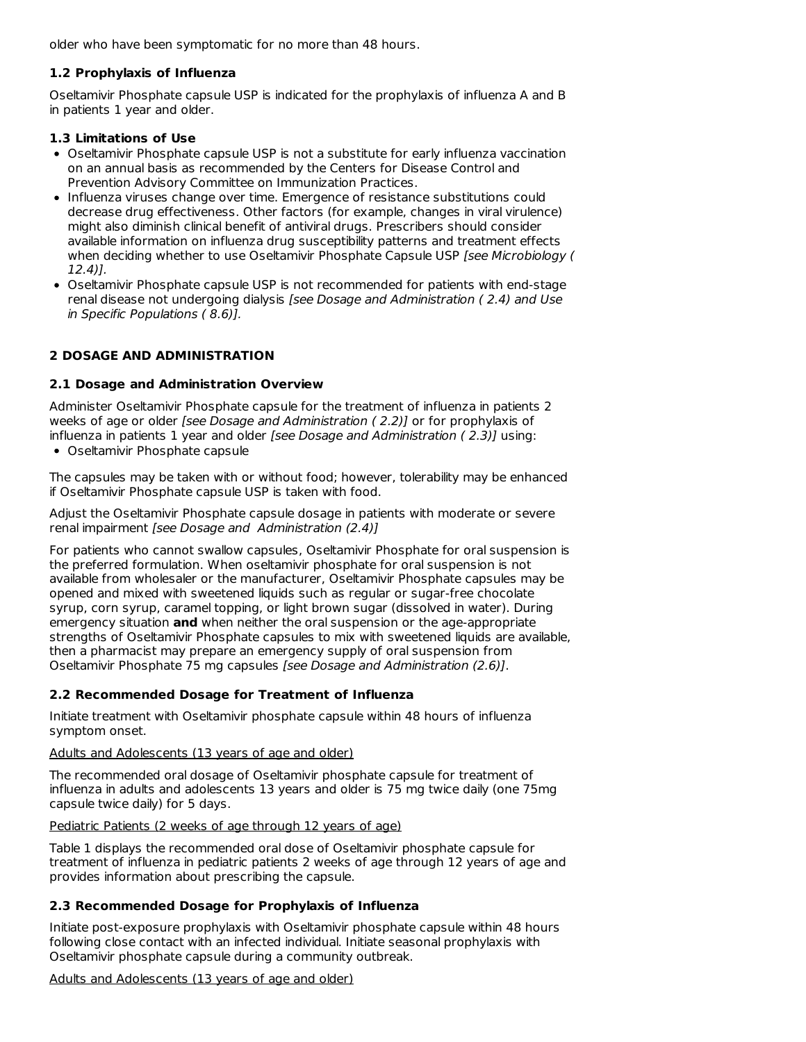older who have been symptomatic for no more than 48 hours.

### 1.2 Prophylaxis of Influenza

Oseltamivir Phosphate capsule USP is indicated for the prophylaxis of influenza A and B in patients 1 year and older.

### 1.3 Limitations of Use

- Oseltamivir Phosphate capsule USP is not a substitute for early influenza vaccination on an annual basis as recommended by the Centers for Disease Control and Prevention Advisory Committee on Immunization Practices.
- Influenza viruses change over time. Emergence of resistance substitutions could decrease drug effectiveness. Other factors (for example, changes in viral virulence) might also diminish clinical benefit of antiviral drugs. Prescribers should consider available information on influenza drug susceptibility patterns and treatment effects when deciding whether to use Oseltamivir Phosphate Capsule USP *[see Microbiology ( 12.4)]*.
- Oseltamivir Phosphate capsule USP is not recommended for patients with end-stage renal disease not undergoing dialysis *[see Dosage and Administration ( 2.4) and Use in Specific Populations ( 8.6)]*.

## 2 DOSAGE AND ADMINISTRATION

### 2.1 Dosage and Administration Overview

Administer Oseltamivir Phosphate capsule for the treatment of influenza in patients 2 weeks of age or older *[see Dosage and Administration ( 2.2)]* or for prophylaxis of influenza in patients 1 year and older *[see Dosage and Administration ( 2.3)]* using:

- Oseltamivir Phosphate capsule

The capsules may be taken with or without food; however, tolerability may be enhanced if Oseltamivir Phosphate capsule USP is taken with food.

Adjust the Oseltamivir Phosphate capsule dosage in patients with moderate or severe renal impairment *[see Dosage and Administration (2.4)]*

For patients who cannot swallow capsules, Oseltamivir Phosphate for oral suspension is the preferred formulation. When oseltamivir phosphate for oral suspension is not available from wholesaler or the manufacturer, Oseltamivir Phosphate capsules may be opened and mixed with sweetened liquids such as regular or sugar-free chocolate syrup, corn syrup, caramel topping, or light brown sugar (dissolved in water). During emergency situation **and** when neither the oral suspension or the age-appropriate strengths of Oseltamivir Phosphate capsules to mix with sweetened liquids are available, then a pharmacist may prepare an emergency supply of oral suspension from Oseltamivir Phosphate 75 mg capsules *[see Dosage and Administration (2.6)]*.

### 2.2 Recommended Dosage for Treatment of Influenza

Initiate treatment with Oseltamivir phosphate capsule within 48 hours of influenza symptom onset.

<u>Adults and Adolescents (13 years of age and older)</u>

The recommended oral dosage of Oseltamivir phosphate capsule for treatment of influenza in adults and adolescents 13 years and older is 75 mg twice daily (one 75mg capsule twice daily) for 5 days.

<u>Pediatric Patients (2 weeks of age through 12 years of age)</u>

Table 1 displays the recommended oral dose of Oseltamivir phosphate capsule for treatment of influenza in pediatric patients 2 weeks of age through 12 years of age and provides information about prescribing the capsule.

### 2.3 Recommended Dosage for Prophylaxis of Influenza

Initiate post-exposure prophylaxis with Oseltamivir phosphate capsule within 48 hours following close contact with an infected individual. Initiate seasonal prophylaxis with Oseltamivir phosphate capsule during a community outbreak.

<u>Adults and Adolescents (13 years of age and older)</u>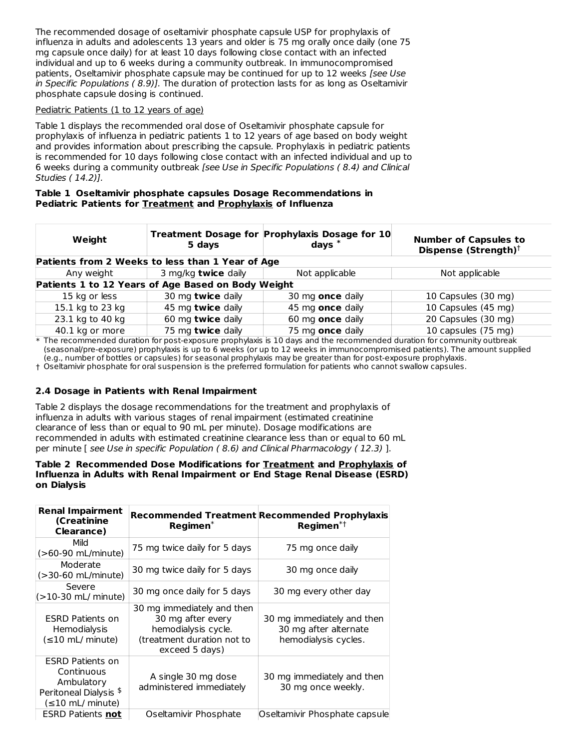The recommended dosage of oseltamivir phosphate capsule USP for prophylaxis of influenza in adults and adolescents 13 years and older is 75 mg orally once daily (one 75 mg capsule once daily) for at least 10 days following close contact with an infected individual and up to 6 weeks during a community outbreak. In immunocompromised patients, Oseltamivir phosphate capsule may be continued for up to 12 weeks *[see Use in Specific Populations ( 8.9)]*. The duration of protection lasts for as long as Oseltamivir phosphate capsule dosing is continued.

Pediatric Patients (1 to 12 years of age)

Table 1 displays the recommended oral dose of Oseltamivir phosphate capsule for prophylaxis of influenza in pediatric patients 1 to 12 years of age based on body weight and provides information about prescribing the capsule. Prophylaxis in pediatric patients is recommended for 10 days following close contact with an infected individual and up to 6 weeks during a community outbreak *[see Use in Specific Populations ( 8.4) and Clinical Studies ( 14.2)]*.

**Table 1 Oseltamivir phosphate capsules Dosage Recommendations in Pediatric Patients for Treatment and Prophylaxis of Influenza**

| Weight | Treatment Dosage for 5 days | Prophylaxis Dosage for 10 days * | Number of Capsules to Dispense (Strength)† |
|---|---|---|---|
| **Patients from 2 Weeks to less than 1 Year of Age** | | | |
| Any weight | 3 mg/kg **twice** daily | Not applicable | Not applicable |
| **Patients 1 to 12 Years of Age Based on Body Weight** | | | |
| 15 kg or less | 30 mg **twice** daily | 30 mg **once** daily | 10 Capsules (30 mg) |
| 15.1 kg to 23 kg | 45 mg **twice** daily | 45 mg **once** daily | 10 Capsules (45 mg) |
| 23.1 kg to 40 kg | 60 mg **twice** daily | 60 mg **once** daily | 20 Capsules (30 mg) |
| 40.1 kg or more | 75 mg **twice** daily | 75 mg **once** daily | 10 capsules (75 mg) |

\* The recommended duration for post-exposure prophylaxis is 10 days and the recommended duration for community outbreak (seasonal/pre-exposure) prophylaxis is up to 6 weeks (or up to 12 weeks in immunocompromised patients). The amount supplied (e.g., number of bottles or capsules) for seasonal prophylaxis may be greater than for post-exposure prophylaxis.

† Oseltamivir phosphate for oral suspension is the preferred formulation for patients who cannot swallow capsules.

### 2.4 Dosage in Patients with Renal Impairment

Table 2 displays the dosage recommendations for the treatment and prophylaxis of influenza in adults with various stages of renal impairment (estimated creatinine clearance of less than or equal to 90 mL per minute). Dosage modifications are recommended in adults with estimated creatinine clearance less than or equal to 60 mL per minute [ *see Use in specific Population ( 8.6) and Clinical Pharmacology ( 12.3)* ].

**Table 2 Recommended Dose Modifications for Treatment and Prophylaxis of Influenza in Adults with Renal Impairment or End Stage Renal Disease (ESRD) on Dialysis**

| Renal Impairment (Creatinine Clearance) | Recommended Treatment Regimen* | Recommended Prophylaxis Regimen*† |
|---|---|---|
| Mild (>60-90 mL/minute) | 75 mg twice daily for 5 days | 75 mg once daily |
| Moderate (>30-60 mL/minute) | 30 mg twice daily for 5 days | 30 mg once daily |
| Severe (>10-30 mL/ minute) | 30 mg once daily for 5 days | 30 mg every other day |
| ESRD Patients on Hemodialysis (≤10 mL/ minute) | 30 mg immediately and then 30 mg after every hemodialysis cycle. (treatment duration not to exceed 5 days) | 30 mg immediately and then 30 mg after alternate hemodialysis cycles. |
| ESRD Patients on Continuous Ambulatory Peritoneal Dialysis $ (≤10 mL/ minute) | A single 30 mg dose administered immediately | 30 mg immediately and then 30 mg once weekly. |
| ESRD Patients **not** | Oseltamivir Phosphate | Oseltamivir Phosphate capsule |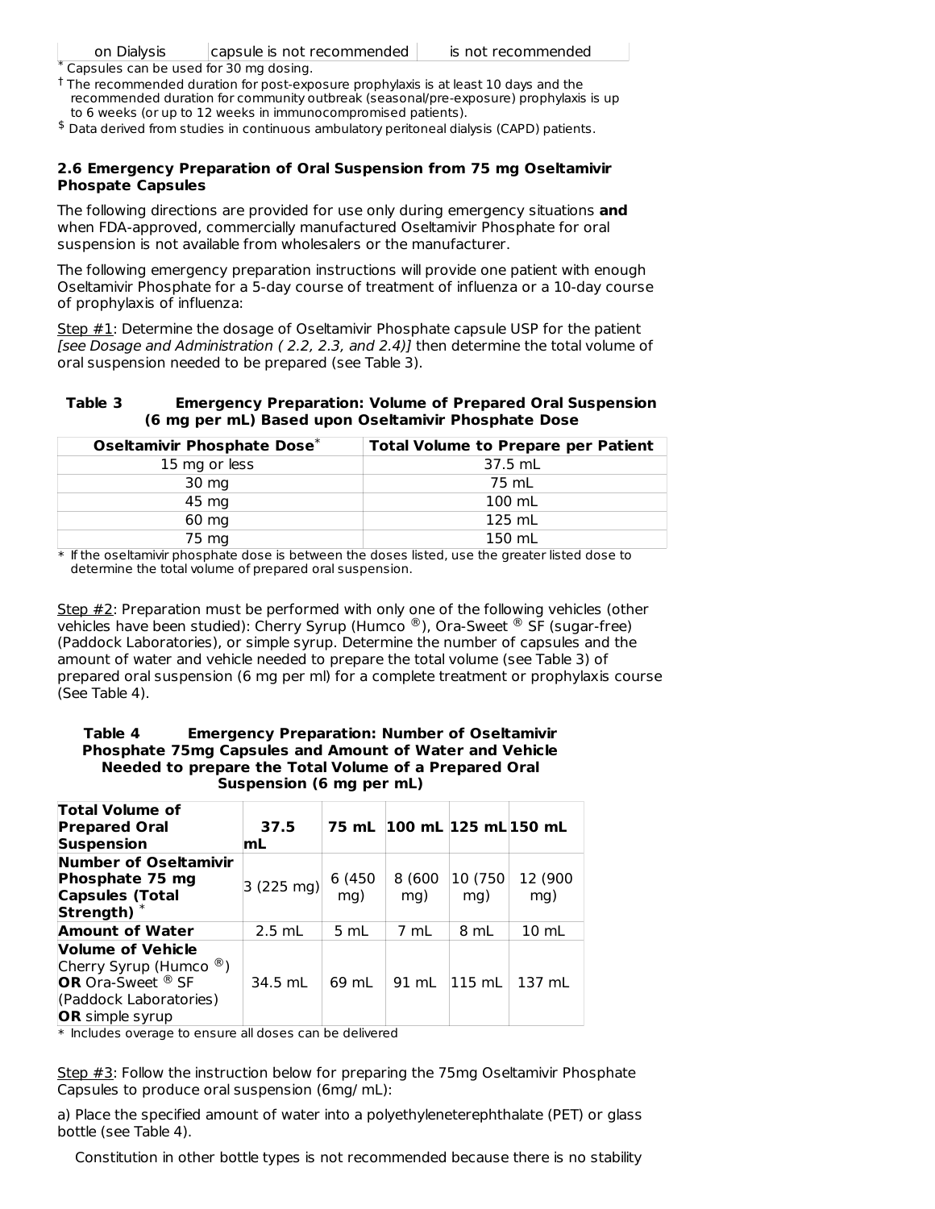| on Dialysis | capsule is not recommended | is not recommended |
|---|---|---|

* Capsules can be used for 30 mg dosing.

† The recommended duration for post-exposure prophylaxis is at least 10 days and the recommended duration for community outbreak (seasonal/pre-exposure) prophylaxis is up to 6 weeks (or up to 12 weeks in immunocompromised patients).

$ Data derived from studies in continuous ambulatory peritoneal dialysis (CAPD) patients.

### 2.6 Emergency Preparation of Oral Suspension from 75 mg Oseltamivir Phospate Capsules

The following directions are provided for use only during emergency situations **and** when FDA-approved, commercially manufactured Oseltamivir Phosphate for oral suspension is not available from wholesalers or the manufacturer.

The following emergency preparation instructions will provide one patient with enough Oseltamivir Phosphate for a 5-day course of treatment of influenza or a 10-day course of prophylaxis of influenza:

Step #1: Determine the dosage of Oseltamivir Phosphate capsule USP for the patient *[see Dosage and Administration ( 2.2, 2.3, and 2.4)]* then determine the total volume of oral suspension needed to be prepared (see Table 3).

**Table 3 Emergency Preparation: Volume of Prepared Oral Suspension (6 mg per mL) Based upon Oseltamivir Phosphate Dose**

| Oseltamivir Phosphate Dose* | Total Volume to Prepare per Patient |
|---|---|
| 15 mg or less | 37.5 mL |
| 30 mg | 75 mL |
| 45 mg | 100 mL |
| 60 mg | 125 mL |
| 75 mg | 150 mL |

* If the oseltamivir phosphate dose is between the doses listed, use the greater listed dose to determine the total volume of prepared oral suspension.

Step #2: Preparation must be performed with only one of the following vehicles (other vehicles have been studied): Cherry Syrup (Humco ®), Ora-Sweet ® SF (sugar-free) (Paddock Laboratories), or simple syrup. Determine the number of capsules and the amount of water and vehicle needed to prepare the total volume (see Table 3) of prepared oral suspension (6 mg per ml) for a complete treatment or prophylaxis course (See Table 4).

**Table 4 Emergency Preparation: Number of Oseltamivir Phosphate 75mg Capsules and Amount of Water and Vehicle Needed to prepare the Total Volume of a Prepared Oral Suspension (6 mg per mL)**

| Total Volume of Prepared Oral Suspension | 37.5 mL | 75 mL | 100 mL | 125 mL | 150 mL |
|---|---|---|---|---|---|
| **Number of Oseltamivir Phosphate 75 mg Capsules (Total Strength)** * | 3 (225 mg) | 6 (450 mg) | 8 (600 mg) | 10 (750 mg) | 12 (900 mg) |
| **Amount of Water** | 2.5 mL | 5 mL | 7 mL | 8 mL | 10 mL |
| **Volume of Vehicle** Cherry Syrup (Humco ®) **OR** Ora-Sweet ® SF (Paddock Laboratories) **OR** simple syrup | 34.5 mL | 69 mL | 91 mL | 115 mL | 137 mL |

* Includes overage to ensure all doses can be delivered

Step #3: Follow the instruction below for preparing the 75mg Oseltamivir Phosphate Capsules to produce oral suspension (6mg/ mL):

a) Place the specified amount of water into a polyethyleneterephthalate (PET) or glass bottle (see Table 4).

Constitution in other bottle types is not recommended because there is no stability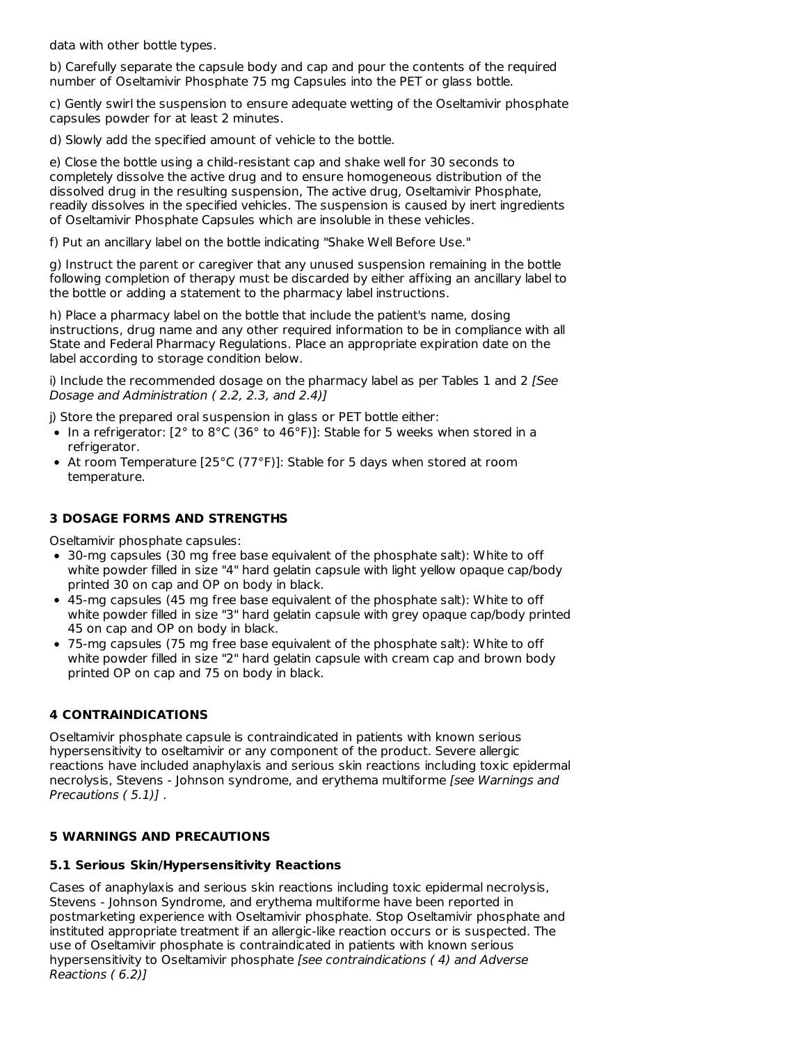data with other bottle types.

b) Carefully separate the capsule body and cap and pour the contents of the required number of Oseltamivir Phosphate 75 mg Capsules into the PET or glass bottle.

c) Gently swirl the suspension to ensure adequate wetting of the Oseltamivir phosphate capsules powder for at least 2 minutes.

d) Slowly add the specified amount of vehicle to the bottle.

e) Close the bottle using a child-resistant cap and shake well for 30 seconds to completely dissolve the active drug and to ensure homogeneous distribution of the dissolved drug in the resulting suspension, The active drug, Oseltamivir Phosphate, readily dissolves in the specified vehicles. The suspension is caused by inert ingredients of Oseltamivir Phosphate Capsules which are insoluble in these vehicles.

f) Put an ancillary label on the bottle indicating "Shake Well Before Use."

g) Instruct the parent or caregiver that any unused suspension remaining in the bottle following completion of therapy must be discarded by either affixing an ancillary label to the bottle or adding a statement to the pharmacy label instructions.

h) Place a pharmacy label on the bottle that include the patient's name, dosing instructions, drug name and any other required information to be in compliance with all State and Federal Pharmacy Regulations. Place an appropriate expiration date on the label according to storage condition below.

i) Include the recommended dosage on the pharmacy label as per Tables 1 and 2 *[See Dosage and Administration ( 2.2, 2.3, and 2.4)]*

j) Store the prepared oral suspension in glass or PET bottle either:

- In a refrigerator: [2° to 8°C (36° to 46°F)]: Stable for 5 weeks when stored in a refrigerator.
- At room Temperature [25°C (77°F)]: Stable for 5 days when stored at room temperature.

## 3 DOSAGE FORMS AND STRENGTHS

Oseltamivir phosphate capsules:

- 30-mg capsules (30 mg free base equivalent of the phosphate salt): White to off white powder filled in size "4" hard gelatin capsule with light yellow opaque cap/body printed 30 on cap and OP on body in black.
- 45-mg capsules (45 mg free base equivalent of the phosphate salt): White to off white powder filled in size "3" hard gelatin capsule with grey opaque cap/body printed 45 on cap and OP on body in black.
- 75-mg capsules (75 mg free base equivalent of the phosphate salt): White to off white powder filled in size "2" hard gelatin capsule with cream cap and brown body printed OP on cap and 75 on body in black.

## 4 CONTRAINDICATIONS

Oseltamivir phosphate capsule is contraindicated in patients with known serious hypersensitivity to oseltamivir or any component of the product. Severe allergic reactions have included anaphylaxis and serious skin reactions including toxic epidermal necrolysis, Stevens - Johnson syndrome, and erythema multiforme *[see Warnings and Precautions ( 5.1)]* .

## 5 WARNINGS AND PRECAUTIONS

### 5.1 Serious Skin/Hypersensitivity Reactions

Cases of anaphylaxis and serious skin reactions including toxic epidermal necrolysis, Stevens - Johnson Syndrome, and erythema multiforme have been reported in postmarketing experience with Oseltamivir phosphate. Stop Oseltamivir phosphate and instituted appropriate treatment if an allergic-like reaction occurs or is suspected. The use of Oseltamivir phosphate is contraindicated in patients with known serious hypersensitivity to Oseltamivir phosphate *[see contraindications ( 4) and Adverse Reactions ( 6.2)]*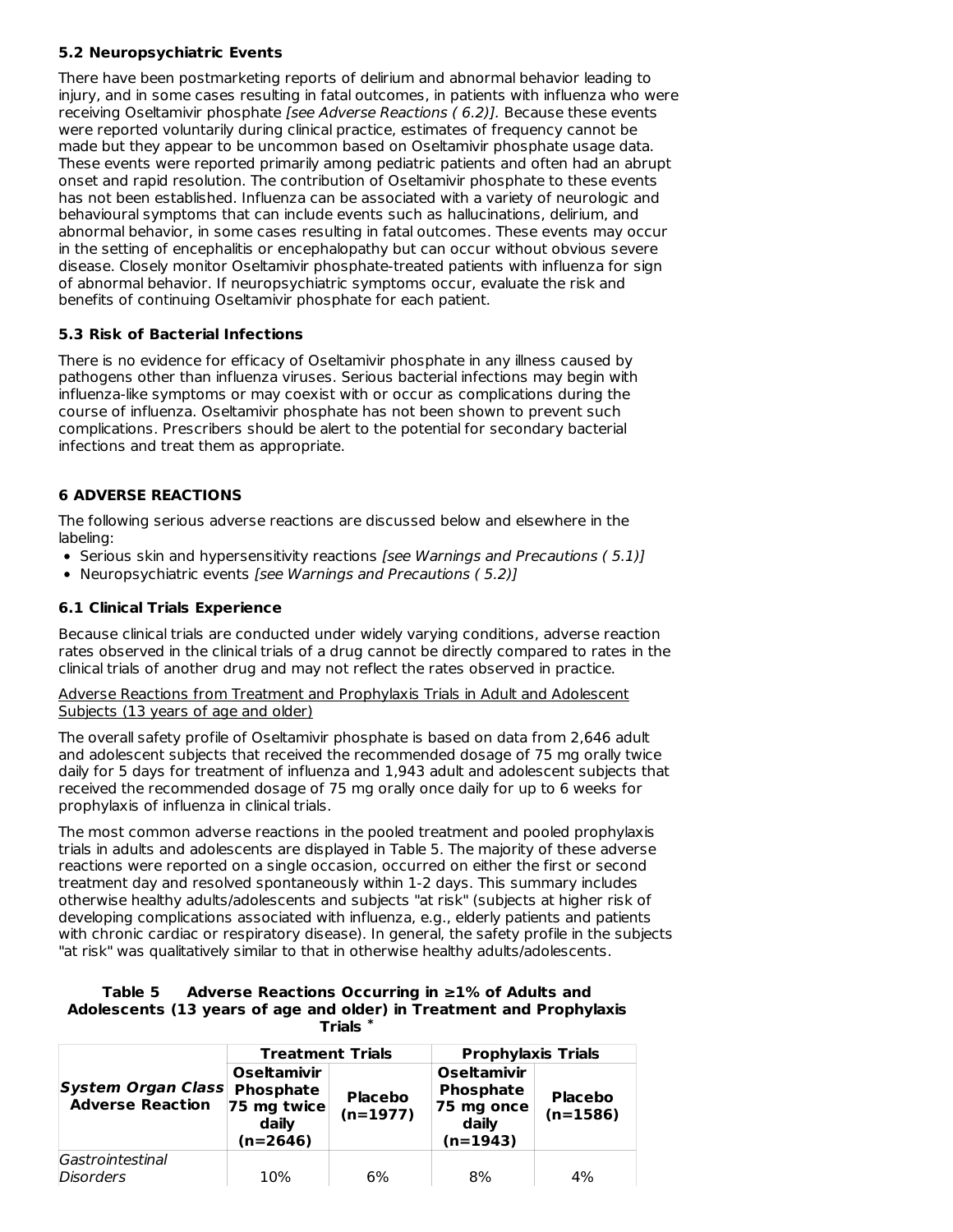### 5.2 Neuropsychiatric Events

There have been postmarketing reports of delirium and abnormal behavior leading to injury, and in some cases resulting in fatal outcomes, in patients with influenza who were receiving Oseltamivir phosphate *[see Adverse Reactions ( 6.2)]*. Because these events were reported voluntarily during clinical practice, estimates of frequency cannot be made but they appear to be uncommon based on Oseltamivir phosphate usage data. These events were reported primarily among pediatric patients and often had an abrupt onset and rapid resolution. The contribution of Oseltamivir phosphate to these events has not been established. Influenza can be associated with a variety of neurologic and behavioural symptoms that can include events such as hallucinations, delirium, and abnormal behavior, in some cases resulting in fatal outcomes. These events may occur in the setting of encephalitis or encephalopathy but can occur without obvious severe disease. Closely monitor Oseltamivir phosphate-treated patients with influenza for sign of abnormal behavior. If neuropsychiatric symptoms occur, evaluate the risk and benefits of continuing Oseltamivir phosphate for each patient.

### 5.3 Risk of Bacterial Infections

There is no evidence for efficacy of Oseltamivir phosphate in any illness caused by pathogens other than influenza viruses. Serious bacterial infections may begin with influenza-like symptoms or may coexist with or occur as complications during the course of influenza. Oseltamivir phosphate has not been shown to prevent such complications. Prescribers should be alert to the potential for secondary bacterial infections and treat them as appropriate.

## 6 ADVERSE REACTIONS

The following serious adverse reactions are discussed below and elsewhere in the labeling:

- Serious skin and hypersensitivity reactions *[see Warnings and Precautions ( 5.1)]*
- Neuropsychiatric events *[see Warnings and Precautions ( 5.2)]*

### 6.1 Clinical Trials Experience

Because clinical trials are conducted under widely varying conditions, adverse reaction rates observed in the clinical trials of a drug cannot be directly compared to rates in the clinical trials of another drug and may not reflect the rates observed in practice.

Adverse Reactions from Treatment and Prophylaxis Trials in Adult and Adolescent Subjects (13 years of age and older)

The overall safety profile of Oseltamivir phosphate is based on data from 2,646 adult and adolescent subjects that received the recommended dosage of 75 mg orally twice daily for 5 days for treatment of influenza and 1,943 adult and adolescent subjects that received the recommended dosage of 75 mg orally once daily for up to 6 weeks for prophylaxis of influenza in clinical trials.

The most common adverse reactions in the pooled treatment and pooled prophylaxis trials in adults and adolescents are displayed in Table 5. The majority of these adverse reactions were reported on a single occasion, occurred on either the first or second treatment day and resolved spontaneously within 1-2 days. This summary includes otherwise healthy adults/adolescents and subjects "at risk" (subjects at higher risk of developing complications associated with influenza, e.g., elderly patients and patients with chronic cardiac or respiratory disease). In general, the safety profile in the subjects "at risk" was qualitatively similar to that in otherwise healthy adults/adolescents.

**Table 5 Adverse Reactions Occurring in ≥1% of Adults and Adolescents (13 years of age and older) in Treatment and Prophylaxis Trials \***

| *System Organ Class* Adverse Reaction | Treatment Trials | | Prophylaxis Trials | |
|---|---|---|---|---|
| | Oseltamivir Phosphate 75 mg twice daily (n=2646) | Placebo (n=1977) | Oseltamivir Phosphate 75 mg once daily (n=1943) | Placebo (n=1586) |
| *Gastrointestinal Disorders* | 10% | 6% | 8% | 4% |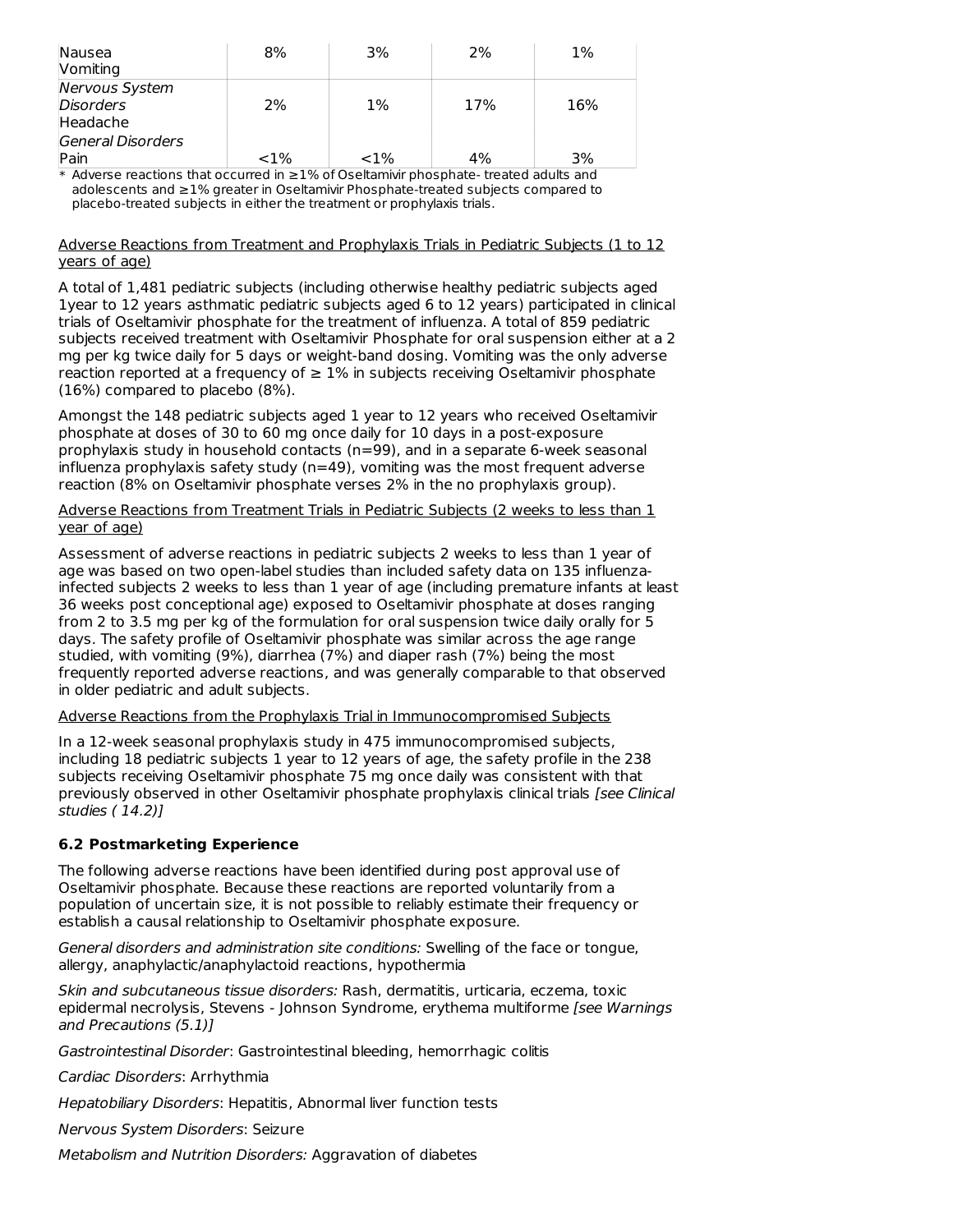| | | | | |
|---|---|---|---|---|
| Nausea<br>Vomiting | 8% | 3% | 2% | 1% |
| *Nervous System Disorders*<br>Headache | 2% | 1% | 17% | 16% |
| *General Disorders*<br>Pain | <1% | <1% | 4% | 3% |

\* Adverse reactions that occurred in ≥1% of Oseltamivir phosphate- treated adults and adolescents and ≥1% greater in Oseltamivir Phosphate-treated subjects compared to placebo-treated subjects in either the treatment or prophylaxis trials.

Adverse Reactions from Treatment and Prophylaxis Trials in Pediatric Subjects (1 to 12 years of age)

A total of 1,481 pediatric subjects (including otherwise healthy pediatric subjects aged 1year to 12 years asthmatic pediatric subjects aged 6 to 12 years) participated in clinical trials of Oseltamivir phosphate for the treatment of influenza. A total of 859 pediatric subjects received treatment with Oseltamivir Phosphate for oral suspension either at a 2 mg per kg twice daily for 5 days or weight-band dosing. Vomiting was the only adverse reaction reported at a frequency of ≥ 1% in subjects receiving Oseltamivir phosphate (16%) compared to placebo (8%).

Amongst the 148 pediatric subjects aged 1 year to 12 years who received Oseltamivir phosphate at doses of 30 to 60 mg once daily for 10 days in a post-exposure prophylaxis study in household contacts (n=99), and in a separate 6-week seasonal influenza prophylaxis safety study (n=49), vomiting was the most frequent adverse reaction (8% on Oseltamivir phosphate verses 2% in the no prophylaxis group).

Adverse Reactions from Treatment Trials in Pediatric Subjects (2 weeks to less than 1 year of age)

Assessment of adverse reactions in pediatric subjects 2 weeks to less than 1 year of age was based on two open-label studies than included safety data on 135 influenza-infected subjects 2 weeks to less than 1 year of age (including premature infants at least 36 weeks post conceptional age) exposed to Oseltamivir phosphate at doses ranging from 2 to 3.5 mg per kg of the formulation for oral suspension twice daily orally for 5 days. The safety profile of Oseltamivir phosphate was similar across the age range studied, with vomiting (9%), diarrhea (7%) and diaper rash (7%) being the most frequently reported adverse reactions, and was generally comparable to that observed in older pediatric and adult subjects.

Adverse Reactions from the Prophylaxis Trial in Immunocompromised Subjects

In a 12-week seasonal prophylaxis study in 475 immunocompromised subjects, including 18 pediatric subjects 1 year to 12 years of age, the safety profile in the 238 subjects receiving Oseltamivir phosphate 75 mg once daily was consistent with that previously observed in other Oseltamivir phosphate prophylaxis clinical trials *[see Clinical studies ( 14.2)]*

### 6.2 Postmarketing Experience

The following adverse reactions have been identified during post approval use of Oseltamivir phosphate. Because these reactions are reported voluntarily from a population of uncertain size, it is not possible to reliably estimate their frequency or establish a causal relationship to Oseltamivir phosphate exposure.

*General disorders and administration site conditions:* Swelling of the face or tongue, allergy, anaphylactic/anaphylactoid reactions, hypothermia

*Skin and subcutaneous tissue disorders:* Rash, dermatitis, urticaria, eczema, toxic epidermal necrolysis, Stevens - Johnson Syndrome, erythema multiforme *[see Warnings and Precautions (5.1)]*

*Gastrointestinal Disorder*: Gastrointestinal bleeding, hemorrhagic colitis

*Cardiac Disorders*: Arrhythmia

*Hepatobiliary Disorders*: Hepatitis, Abnormal liver function tests

*Nervous System Disorders*: Seizure

*Metabolism and Nutrition Disorders:* Aggravation of diabetes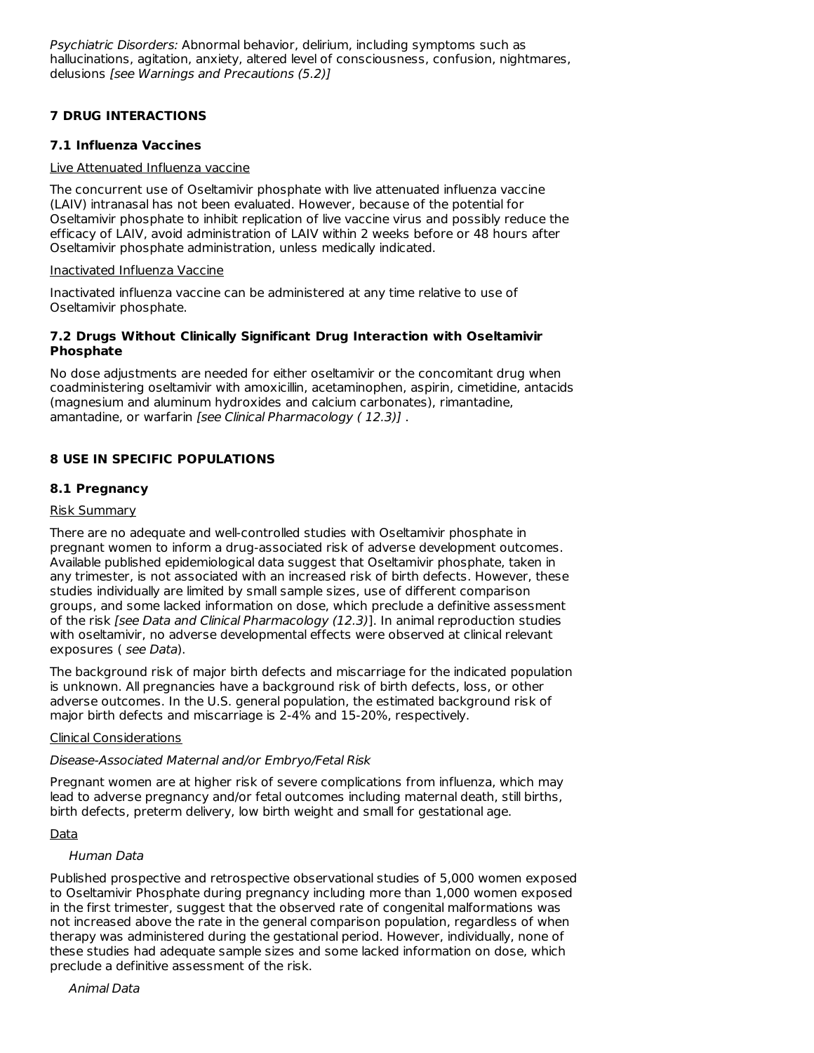*Psychiatric Disorders:* Abnormal behavior, delirium, including symptoms such as hallucinations, agitation, anxiety, altered level of consciousness, confusion, nightmares, delusions *[see Warnings and Precautions (5.2)]*

## 7 DRUG INTERACTIONS

### 7.1 Influenza Vaccines

Live Attenuated Influenza vaccine

The concurrent use of Oseltamivir phosphate with live attenuated influenza vaccine (LAIV) intranasal has not been evaluated. However, because of the potential for Oseltamivir phosphate to inhibit replication of live vaccine virus and possibly reduce the efficacy of LAIV, avoid administration of LAIV within 2 weeks before or 48 hours after Oseltamivir phosphate administration, unless medically indicated.

Inactivated Influenza Vaccine

Inactivated influenza vaccine can be administered at any time relative to use of Oseltamivir phosphate.

### 7.2 Drugs Without Clinically Significant Drug Interaction with Oseltamivir Phosphate

No dose adjustments are needed for either oseltamivir or the concomitant drug when coadministering oseltamivir with amoxicillin, acetaminophen, aspirin, cimetidine, antacids (magnesium and aluminum hydroxides and calcium carbonates), rimantadine, amantadine, or warfarin *[see Clinical Pharmacology ( 12.3)]* .

## 8 USE IN SPECIFIC POPULATIONS

### 8.1 Pregnancy

Risk Summary

There are no adequate and well-controlled studies with Oseltamivir phosphate in pregnant women to inform a drug-associated risk of adverse development outcomes. Available published epidemiological data suggest that Oseltamivir phosphate, taken in any trimester, is not associated with an increased risk of birth defects. However, these studies individually are limited by small sample sizes, use of different comparison groups, and some lacked information on dose, which preclude a definitive assessment of the risk *[see Data and Clinical Pharmacology (12.3)*]. In animal reproduction studies with oseltamivir, no adverse developmental effects were observed at clinical relevant exposures ( *see Data*).

The background risk of major birth defects and miscarriage for the indicated population is unknown. All pregnancies have a background risk of birth defects, loss, or other adverse outcomes. In the U.S. general population, the estimated background risk of major birth defects and miscarriage is 2-4% and 15-20%, respectively.

Clinical Considerations

*Disease-Associated Maternal and/or Embryo/Fetal Risk*

Pregnant women are at higher risk of severe complications from influenza, which may lead to adverse pregnancy and/or fetal outcomes including maternal death, still births, birth defects, preterm delivery, low birth weight and small for gestational age.

Data

*Human Data*

Published prospective and retrospective observational studies of 5,000 women exposed to Oseltamivir Phosphate during pregnancy including more than 1,000 women exposed in the first trimester, suggest that the observed rate of congenital malformations was not increased above the rate in the general comparison population, regardless of when therapy was administered during the gestational period. However, individually, none of these studies had adequate sample sizes and some lacked information on dose, which preclude a definitive assessment of the risk.

*Animal Data*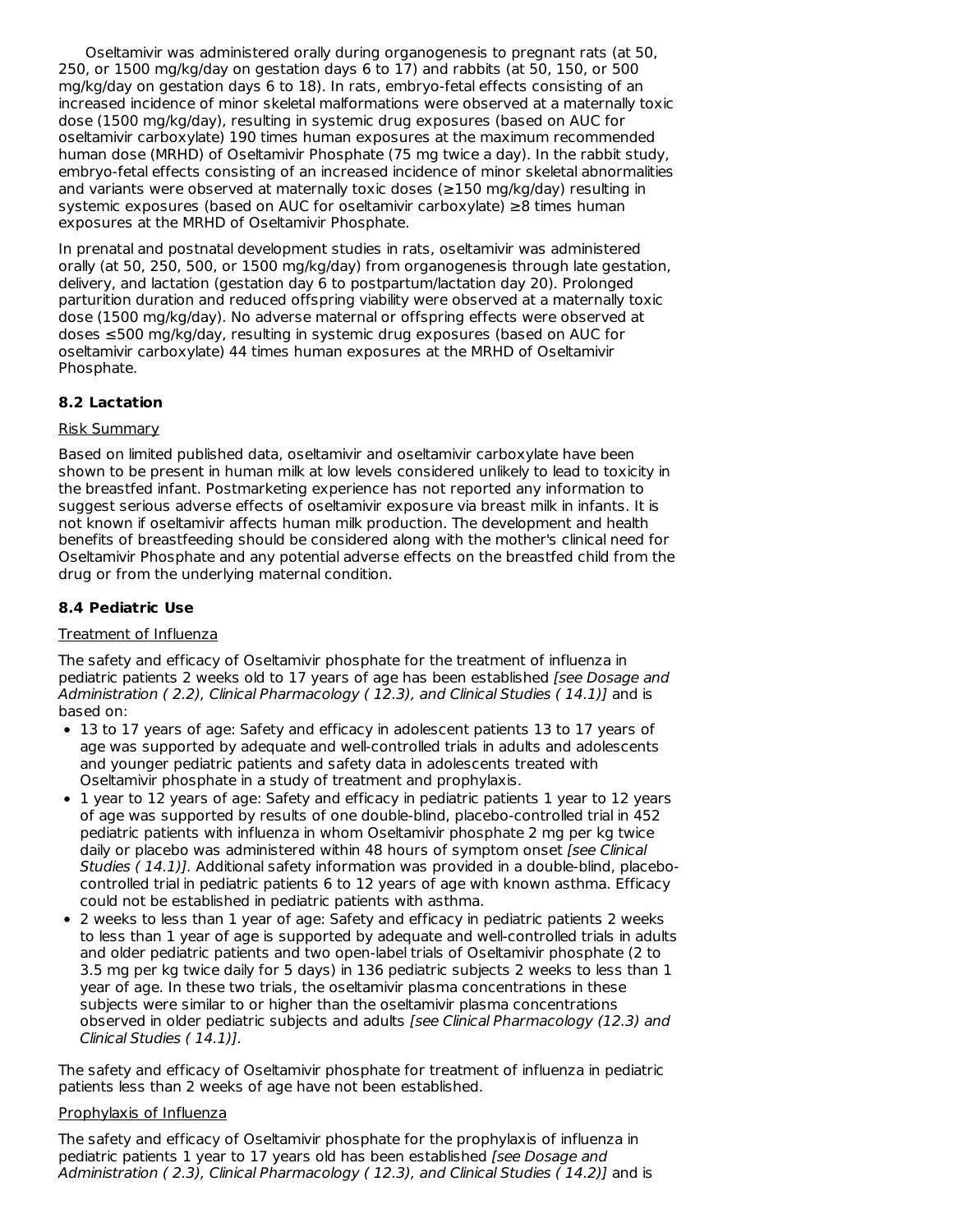Oseltamivir was administered orally during organogenesis to pregnant rats (at 50, 250, or 1500 mg/kg/day on gestation days 6 to 17) and rabbits (at 50, 150, or 500 mg/kg/day on gestation days 6 to 18). In rats, embryo-fetal effects consisting of an increased incidence of minor skeletal malformations were observed at a maternally toxic dose (1500 mg/kg/day), resulting in systemic drug exposures (based on AUC for oseltamivir carboxylate) 190 times human exposures at the maximum recommended human dose (MRHD) of Oseltamivir Phosphate (75 mg twice a day). In the rabbit study, embryo-fetal effects consisting of an increased incidence of minor skeletal abnormalities and variants were observed at maternally toxic doses (≥150 mg/kg/day) resulting in systemic exposures (based on AUC for oseltamivir carboxylate) ≥8 times human exposures at the MRHD of Oseltamivir Phosphate.

In prenatal and postnatal development studies in rats, oseltamivir was administered orally (at 50, 250, 500, or 1500 mg/kg/day) from organogenesis through late gestation, delivery, and lactation (gestation day 6 to postpartum/lactation day 20). Prolonged parturition duration and reduced offspring viability were observed at a maternally toxic dose (1500 mg/kg/day). No adverse maternal or offspring effects were observed at doses ≤500 mg/kg/day, resulting in systemic drug exposures (based on AUC for oseltamivir carboxylate) 44 times human exposures at the MRHD of Oseltamivir Phosphate.

### 8.2 Lactation

Risk Summary

Based on limited published data, oseltamivir and oseltamivir carboxylate have been shown to be present in human milk at low levels considered unlikely to lead to toxicity in the breastfed infant. Postmarketing experience has not reported any information to suggest serious adverse effects of oseltamivir exposure via breast milk in infants. It is not known if oseltamivir affects human milk production. The development and health benefits of breastfeeding should be considered along with the mother's clinical need for Oseltamivir Phosphate and any potential adverse effects on the breastfed child from the drug or from the underlying maternal condition.

### 8.4 Pediatric Use

Treatment of Influenza

The safety and efficacy of Oseltamivir phosphate for the treatment of influenza in pediatric patients 2 weeks old to 17 years of age has been established *[see Dosage and Administration ( 2.2), Clinical Pharmacology ( 12.3), and Clinical Studies ( 14.1)]* and is based on:

- 13 to 17 years of age: Safety and efficacy in adolescent patients 13 to 17 years of age was supported by adequate and well-controlled trials in adults and adolescents and younger pediatric patients and safety data in adolescents treated with Oseltamivir phosphate in a study of treatment and prophylaxis.
- 1 year to 12 years of age: Safety and efficacy in pediatric patients 1 year to 12 years of age was supported by results of one double-blind, placebo-controlled trial in 452 pediatric patients with influenza in whom Oseltamivir phosphate 2 mg per kg twice daily or placebo was administered within 48 hours of symptom onset *[see Clinical Studies ( 14.1)]*. Additional safety information was provided in a double-blind, placebo-controlled trial in pediatric patients 6 to 12 years of age with known asthma. Efficacy could not be established in pediatric patients with asthma.
- 2 weeks to less than 1 year of age: Safety and efficacy in pediatric patients 2 weeks to less than 1 year of age is supported by adequate and well-controlled trials in adults and older pediatric patients and two open-label trials of Oseltamivir phosphate (2 to 3.5 mg per kg twice daily for 5 days) in 136 pediatric subjects 2 weeks to less than 1 year of age. In these two trials, the oseltamivir plasma concentrations in these subjects were similar to or higher than the oseltamivir plasma concentrations observed in older pediatric subjects and adults *[see Clinical Pharmacology (12.3) and Clinical Studies ( 14.1)]*.

The safety and efficacy of Oseltamivir phosphate for treatment of influenza in pediatric patients less than 2 weeks of age have not been established.

Prophylaxis of Influenza

The safety and efficacy of Oseltamivir phosphate for the prophylaxis of influenza in pediatric patients 1 year to 17 years old has been established *[see Dosage and Administration ( 2.3), Clinical Pharmacology ( 12.3), and Clinical Studies ( 14.2)]* and is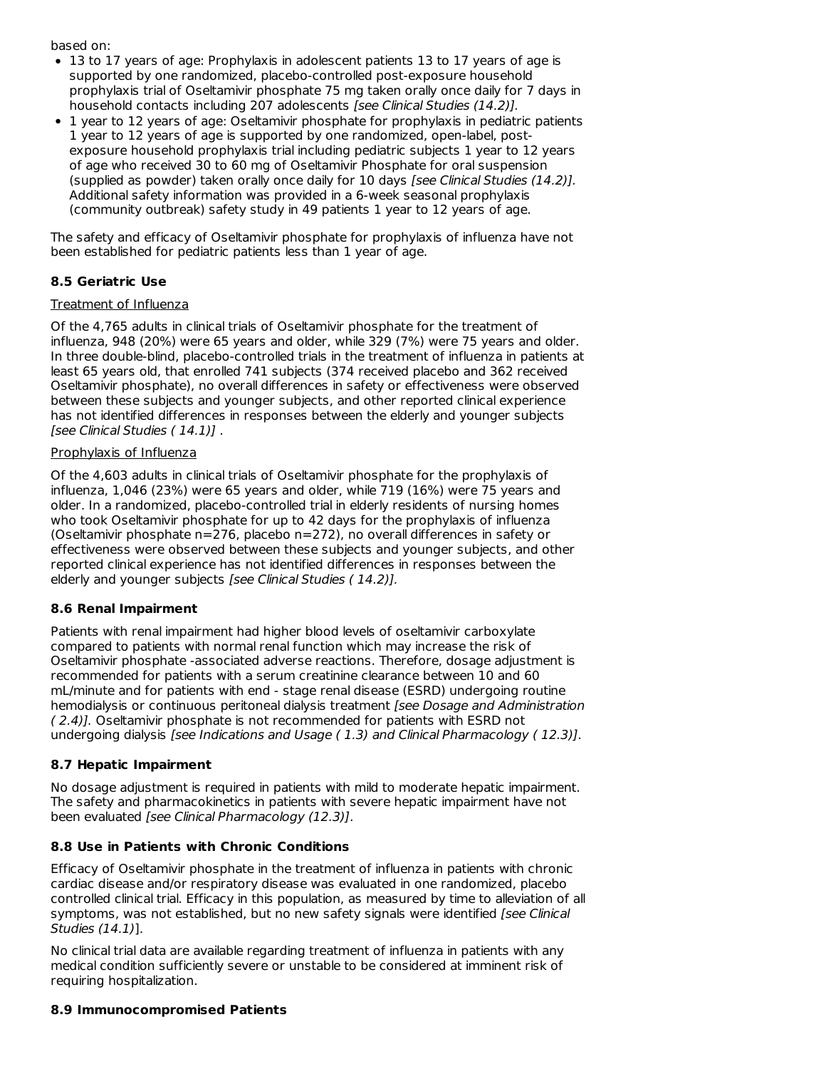based on:

- 13 to 17 years of age: Prophylaxis in adolescent patients 13 to 17 years of age is supported by one randomized, placebo-controlled post-exposure household prophylaxis trial of Oseltamivir phosphate 75 mg taken orally once daily for 7 days in household contacts including 207 adolescents *[see Clinical Studies (14.2)]*.
- 1 year to 12 years of age: Oseltamivir phosphate for prophylaxis in pediatric patients 1 year to 12 years of age is supported by one randomized, open-label, post-exposure household prophylaxis trial including pediatric subjects 1 year to 12 years of age who received 30 to 60 mg of Oseltamivir Phosphate for oral suspension (supplied as powder) taken orally once daily for 10 days *[see Clinical Studies (14.2)]*. Additional safety information was provided in a 6-week seasonal prophylaxis (community outbreak) safety study in 49 patients 1 year to 12 years of age.

The safety and efficacy of Oseltamivir phosphate for prophylaxis of influenza have not been established for pediatric patients less than 1 year of age.

### 8.5 Geriatric Use

Treatment of Influenza

Of the 4,765 adults in clinical trials of Oseltamivir phosphate for the treatment of influenza, 948 (20%) were 65 years and older, while 329 (7%) were 75 years and older. In three double-blind, placebo-controlled trials in the treatment of influenza in patients at least 65 years old, that enrolled 741 subjects (374 received placebo and 362 received Oseltamivir phosphate), no overall differences in safety or effectiveness were observed between these subjects and younger subjects, and other reported clinical experience has not identified differences in responses between the elderly and younger subjects *[see Clinical Studies ( 14.1)]* .

Prophylaxis of Influenza

Of the 4,603 adults in clinical trials of Oseltamivir phosphate for the prophylaxis of influenza, 1,046 (23%) were 65 years and older, while 719 (16%) were 75 years and older. In a randomized, placebo-controlled trial in elderly residents of nursing homes who took Oseltamivir phosphate for up to 42 days for the prophylaxis of influenza (Oseltamivir phosphate n=276, placebo n=272), no overall differences in safety or effectiveness were observed between these subjects and younger subjects, and other reported clinical experience has not identified differences in responses between the elderly and younger subjects *[see Clinical Studies ( 14.2)]*.

### 8.6 Renal Impairment

Patients with renal impairment had higher blood levels of oseltamivir carboxylate compared to patients with normal renal function which may increase the risk of Oseltamivir phosphate -associated adverse reactions. Therefore, dosage adjustment is recommended for patients with a serum creatinine clearance between 10 and 60 mL/minute and for patients with end - stage renal disease (ESRD) undergoing routine hemodialysis or continuous peritoneal dialysis treatment *[see Dosage and Administration ( 2.4)]*. Oseltamivir phosphate is not recommended for patients with ESRD not undergoing dialysis *[see Indications and Usage ( 1.3) and Clinical Pharmacology ( 12.3)]*.

### 8.7 Hepatic Impairment

No dosage adjustment is required in patients with mild to moderate hepatic impairment. The safety and pharmacokinetics in patients with severe hepatic impairment have not been evaluated *[see Clinical Pharmacology (12.3)]*.

### 8.8 Use in Patients with Chronic Conditions

Efficacy of Oseltamivir phosphate in the treatment of influenza in patients with chronic cardiac disease and/or respiratory disease was evaluated in one randomized, placebo controlled clinical trial. Efficacy in this population, as measured by time to alleviation of all symptoms, was not established, but no new safety signals were identified *[see Clinical Studies (14.1)*].

No clinical trial data are available regarding treatment of influenza in patients with any medical condition sufficiently severe or unstable to be considered at imminent risk of requiring hospitalization.

### 8.9 Immunocompromised Patients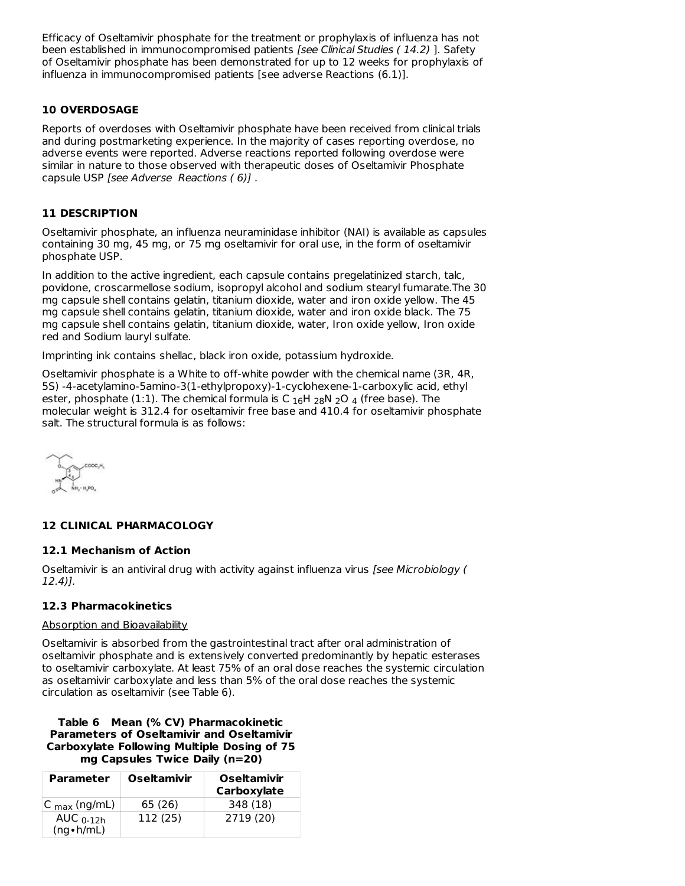Efficacy of Oseltamivir phosphate for the treatment or prophylaxis of influenza has not been established in immunocompromised patients *[see Clinical Studies ( 14.2)* ]. Safety of Oseltamivir phosphate has been demonstrated for up to 12 weeks for prophylaxis of influenza in immunocompromised patients [see adverse Reactions (6.1)].

## 10 OVERDOSAGE

Reports of overdoses with Oseltamivir phosphate have been received from clinical trials and during postmarketing experience. In the majority of cases reporting overdose, no adverse events were reported. Adverse reactions reported following overdose were similar in nature to those observed with therapeutic doses of Oseltamivir Phosphate capsule USP *[see Adverse Reactions ( 6)]* .

## 11 DESCRIPTION

Oseltamivir phosphate, an influenza neuraminidase inhibitor (NAI) is available as capsules containing 30 mg, 45 mg, or 75 mg oseltamivir for oral use, in the form of oseltamivir phosphate USP.

In addition to the active ingredient, each capsule contains pregelatinized starch, talc, povidone, croscarmellose sodium, isopropyl alcohol and sodium stearyl fumarate.The 30 mg capsule shell contains gelatin, titanium dioxide, water and iron oxide yellow. The 45 mg capsule shell contains gelatin, titanium dioxide, water and iron oxide black. The 75 mg capsule shell contains gelatin, titanium dioxide, water, Iron oxide yellow, Iron oxide red and Sodium lauryl sulfate.

Imprinting ink contains shellac, black iron oxide, potassium hydroxide.

Oseltamivir phosphate is a White to off-white powder with the chemical name (3R, 4R, 5S) -4-acetylamino-5amino-3(1-ethylpropoxy)-1-cyclohexene-1-carboxylic acid, ethyl ester, phosphate (1:1). The chemical formula is $C_{16}H_{28}N_2O_4$ (free base). The molecular weight is 312.4 for oseltamivir free base and 410.4 for oseltamivir phosphate salt. The structural formula is as follows:

## 12 CLINICAL PHARMACOLOGY

### 12.1 Mechanism of Action

Oseltamivir is an antiviral drug with activity against influenza virus *[see Microbiology ( 12.4)]*.

### 12.3 Pharmacokinetics

Absorption and Bioavailability

Oseltamivir is absorbed from the gastrointestinal tract after oral administration of oseltamivir phosphate and is extensively converted predominantly by hepatic esterases to oseltamivir carboxylate. At least 75% of an oral dose reaches the systemic circulation as oseltamivir carboxylate and less than 5% of the oral dose reaches the systemic circulation as oseltamivir (see Table 6).

**Table 6 Mean (% CV) Pharmacokinetic Parameters of Oseltamivir and Oseltamivir Carboxylate Following Multiple Dosing of 75 mg Capsules Twice Daily (n=20)**

| Parameter | Oseltamivir | Oseltamivir Carboxylate |
|---|---|---|
| $C_{max}$ (ng/mL) | 65 (26) | 348 (18) |
| $AUC_{0\text{-}12h}$ (ng•h/mL) | 112 (25) | 2719 (20) |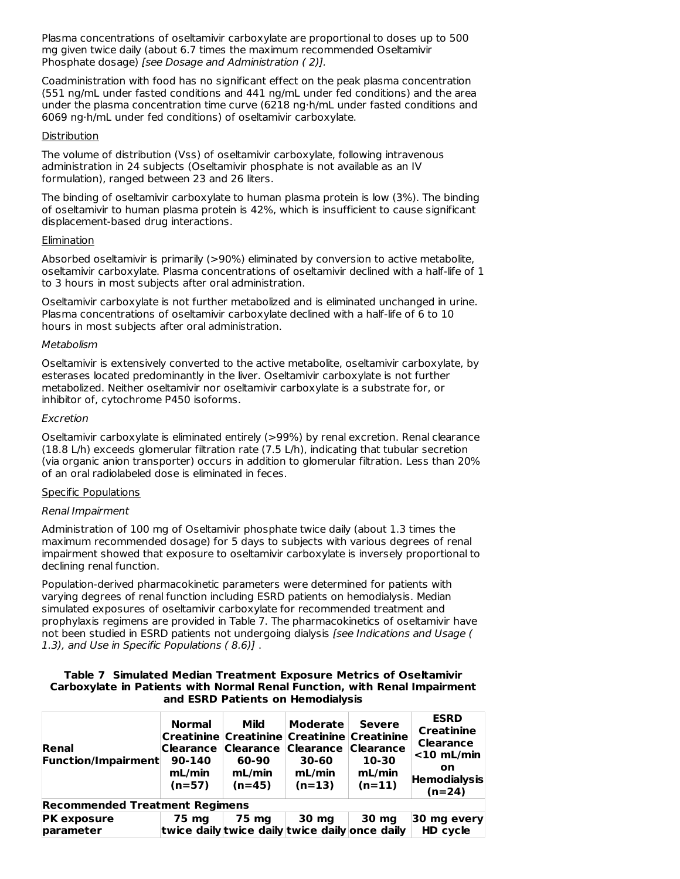Plasma concentrations of oseltamivir carboxylate are proportional to doses up to 500 mg given twice daily (about 6.7 times the maximum recommended Oseltamivir Phosphate dosage) *[see Dosage and Administration ( 2)].*

Coadministration with food has no significant effect on the peak plasma concentration (551 ng/mL under fasted conditions and 441 ng/mL under fed conditions) and the area under the plasma concentration time curve (6218 ng·h/mL under fasted conditions and 6069 ng·h/mL under fed conditions) of oseltamivir carboxylate.

Distribution

The volume of distribution (Vss) of oseltamivir carboxylate, following intravenous administration in 24 subjects (Oseltamivir phosphate is not available as an IV formulation), ranged between 23 and 26 liters.

The binding of oseltamivir carboxylate to human plasma protein is low (3%). The binding of oseltamivir to human plasma protein is 42%, which is insufficient to cause significant displacement-based drug interactions.

Elimination

Absorbed oseltamivir is primarily (>90%) eliminated by conversion to active metabolite, oseltamivir carboxylate. Plasma concentrations of oseltamivir declined with a half-life of 1 to 3 hours in most subjects after oral administration.

Oseltamivir carboxylate is not further metabolized and is eliminated unchanged in urine. Plasma concentrations of oseltamivir carboxylate declined with a half-life of 6 to 10 hours in most subjects after oral administration.

*Metabolism*

Oseltamivir is extensively converted to the active metabolite, oseltamivir carboxylate, by esterases located predominantly in the liver. Oseltamivir carboxylate is not further metabolized. Neither oseltamivir nor oseltamivir carboxylate is a substrate for, or inhibitor of, cytochrome P450 isoforms.

*Excretion*

Oseltamivir carboxylate is eliminated entirely (>99%) by renal excretion. Renal clearance (18.8 L/h) exceeds glomerular filtration rate (7.5 L/h), indicating that tubular secretion (via organic anion transporter) occurs in addition to glomerular filtration. Less than 20% of an oral radiolabeled dose is eliminated in feces.

Specific Populations

*Renal Impairment*

Administration of 100 mg of Oseltamivir phosphate twice daily (about 1.3 times the maximum recommended dosage) for 5 days to subjects with various degrees of renal impairment showed that exposure to oseltamivir carboxylate is inversely proportional to declining renal function.

Population-derived pharmacokinetic parameters were determined for patients with varying degrees of renal function including ESRD patients on hemodialysis. Median simulated exposures of oseltamivir carboxylate for recommended treatment and prophylaxis regimens are provided in Table 7. The pharmacokinetics of oseltamivir have not been studied in ESRD patients not undergoing dialysis *[see Indications and Usage ( 1.3), and Use in Specific Populations ( 8.6)]* .

**Table 7 Simulated Median Treatment Exposure Metrics of Oseltamivir Carboxylate in Patients with Normal Renal Function, with Renal Impairment and ESRD Patients on Hemodialysis**

| Renal Function/Impairment | Normal Creatinine Clearance 90-140 mL/min (n=57) | Mild Creatinine Clearance 60-90 mL/min (n=45) | Moderate Creatinine Clearance 30-60 mL/min (n=13) | Severe Creatinine Clearance 10-30 mL/min (n=11) | ESRD Creatinine Clearance <10 mL/min on Hemodialysis (n=24) |
|---|---|---|---|---|---|
| **Recommended Treatment Regimens** | | | | | |
| **PK exposure parameter** | **75 mg twice daily** | **75 mg twice daily** | **30 mg twice daily** | **30 mg once daily** | **30 mg every HD cycle** |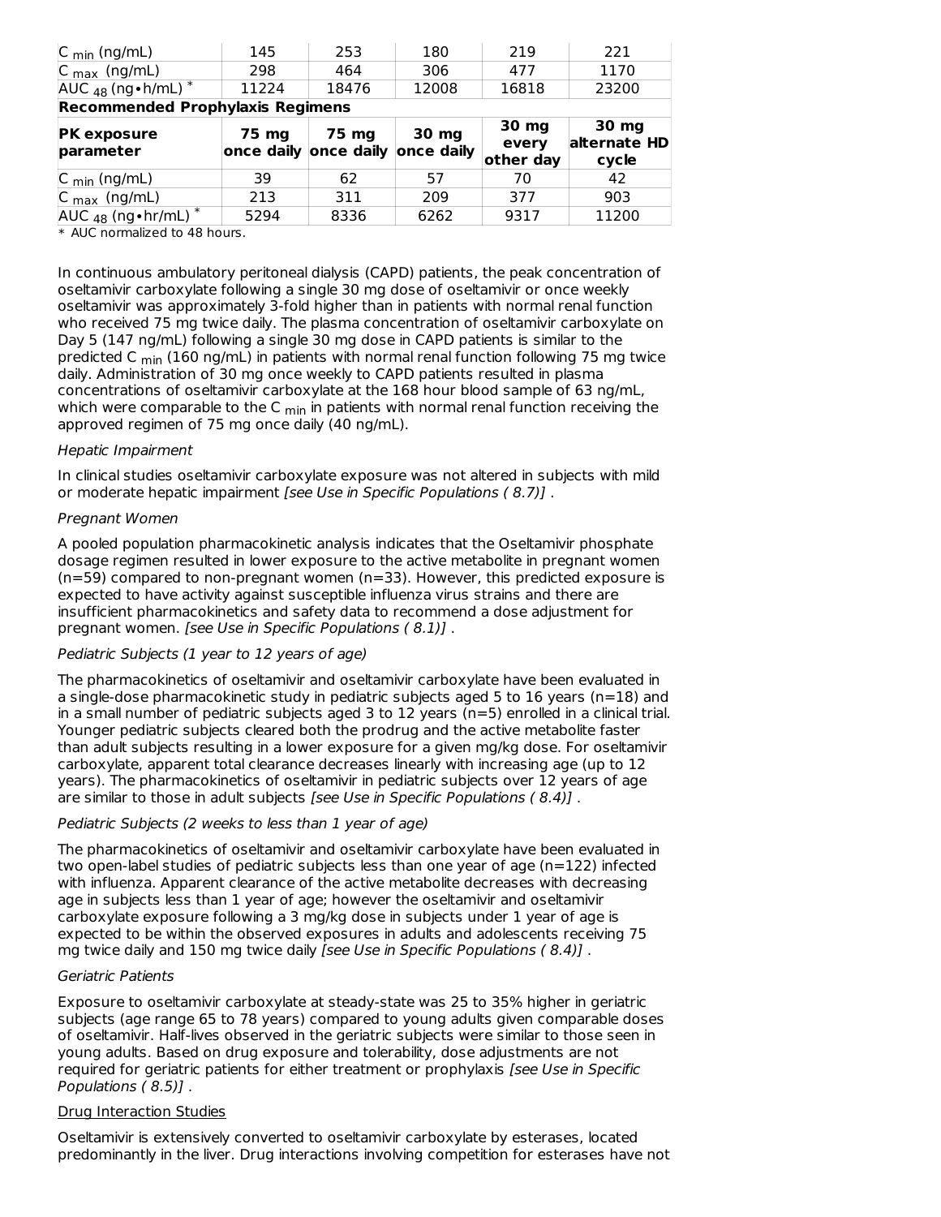| | | | | | |
|---|---|---|---|---|---|
| $C_{min}$ (ng/mL) | 145 | 253 | 180 | 219 | 221 |
| $C_{max}$ (ng/mL) | 298 | 464 | 306 | 477 | 1170 |
| $AUC_{48}$ (ng•h/mL) * | 11224 | 18476 | 12008 | 16818 | 23200 |
| **Recommended Prophylaxis Regimens** | | | | | |
| **PK exposure parameter** | **75 mg once daily** | **75 mg once daily** | **30 mg once daily** | **30 mg every other day** | **30 mg alternate HD cycle** |
| $C_{min}$ (ng/mL) | 39 | 62 | 57 | 70 | 42 |
| $C_{max}$ (ng/mL) | 213 | 311 | 209 | 377 | 903 |
| $AUC_{48}$ (ng•hr/mL) * | 5294 | 8336 | 6262 | 9317 | 11200 |

* AUC normalized to 48 hours.

In continuous ambulatory peritoneal dialysis (CAPD) patients, the peak concentration of oseltamivir carboxylate following a single 30 mg dose of oseltamivir or once weekly oseltamivir was approximately 3-fold higher than in patients with normal renal function who received 75 mg twice daily. The plasma concentration of oseltamivir carboxylate on Day 5 (147 ng/mL) following a single 30 mg dose in CAPD patients is similar to the predicted $C_{min}$ (160 ng/mL) in patients with normal renal function following 75 mg twice daily. Administration of 30 mg once weekly to CAPD patients resulted in plasma concentrations of oseltamivir carboxylate at the 168 hour blood sample of 63 ng/mL, which were comparable to the $C_{min}$ in patients with normal renal function receiving the approved regimen of 75 mg once daily (40 ng/mL).

*Hepatic Impairment*

In clinical studies oseltamivir carboxylate exposure was not altered in subjects with mild or moderate hepatic impairment *[see Use in Specific Populations ( 8.7)]* .

*Pregnant Women*

A pooled population pharmacokinetic analysis indicates that the Oseltamivir phosphate dosage regimen resulted in lower exposure to the active metabolite in pregnant women (n=59) compared to non-pregnant women (n=33). However, this predicted exposure is expected to have activity against susceptible influenza virus strains and there are insufficient pharmacokinetics and safety data to recommend a dose adjustment for pregnant women. *[see Use in Specific Populations ( 8.1)]* .

*Pediatric Subjects (1 year to 12 years of age)*

The pharmacokinetics of oseltamivir and oseltamivir carboxylate have been evaluated in a single-dose pharmacokinetic study in pediatric subjects aged 5 to 16 years (n=18) and in a small number of pediatric subjects aged 3 to 12 years (n=5) enrolled in a clinical trial. Younger pediatric subjects cleared both the prodrug and the active metabolite faster than adult subjects resulting in a lower exposure for a given mg/kg dose. For oseltamivir carboxylate, apparent total clearance decreases linearly with increasing age (up to 12 years). The pharmacokinetics of oseltamivir in pediatric subjects over 12 years of age are similar to those in adult subjects *[see Use in Specific Populations ( 8.4)]* .

*Pediatric Subjects (2 weeks to less than 1 year of age)*

The pharmacokinetics of oseltamivir and oseltamivir carboxylate have been evaluated in two open-label studies of pediatric subjects less than one year of age (n=122) infected with influenza. Apparent clearance of the active metabolite decreases with decreasing age in subjects less than 1 year of age; however the oseltamivir and oseltamivir carboxylate exposure following a 3 mg/kg dose in subjects under 1 year of age is expected to be within the observed exposures in adults and adolescents receiving 75 mg twice daily and 150 mg twice daily *[see Use in Specific Populations ( 8.4)]* .

*Geriatric Patients*

Exposure to oseltamivir carboxylate at steady-state was 25 to 35% higher in geriatric subjects (age range 65 to 78 years) compared to young adults given comparable doses of oseltamivir. Half-lives observed in the geriatric subjects were similar to those seen in young adults. Based on drug exposure and tolerability, dose adjustments are not required for geriatric patients for either treatment or prophylaxis *[see Use in Specific Populations ( 8.5)]* .

Drug Interaction Studies

Oseltamivir is extensively converted to oseltamivir carboxylate by esterases, located predominantly in the liver. Drug interactions involving competition for esterases have not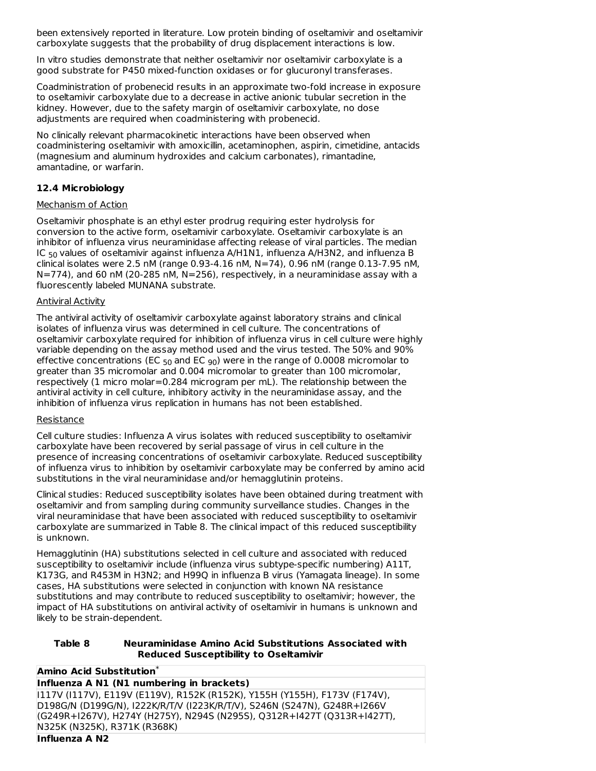been extensively reported in literature. Low protein binding of oseltamivir and oseltamivir carboxylate suggests that the probability of drug displacement interactions is low.

In vitro studies demonstrate that neither oseltamivir nor oseltamivir carboxylate is a good substrate for P450 mixed-function oxidases or for glucuronyl transferases.

Coadministration of probenecid results in an approximate two-fold increase in exposure to oseltamivir carboxylate due to a decrease in active anionic tubular secretion in the kidney. However, due to the safety margin of oseltamivir carboxylate, no dose adjustments are required when coadministering with probenecid.

No clinically relevant pharmacokinetic interactions have been observed when coadministering oseltamivir with amoxicillin, acetaminophen, aspirin, cimetidine, antacids (magnesium and aluminum hydroxides and calcium carbonates), rimantadine, amantadine, or warfarin.

### 12.4 Microbiology

Mechanism of Action

Oseltamivir phosphate is an ethyl ester prodrug requiring ester hydrolysis for conversion to the active form, oseltamivir carboxylate. Oseltamivir carboxylate is an inhibitor of influenza virus neuraminidase affecting release of viral particles. The median $IC_{50}$ values of oseltamivir against influenza A/H1N1, influenza A/H3N2, and influenza B clinical isolates were 2.5 nM (range 0.93-4.16 nM, N=74), 0.96 nM (range 0.13-7.95 nM, N=774), and 60 nM (20-285 nM, N=256), respectively, in a neuraminidase assay with a fluorescently labeled MUNANA substrate.

Antiviral Activity

The antiviral activity of oseltamivir carboxylate against laboratory strains and clinical isolates of influenza virus was determined in cell culture. The concentrations of oseltamivir carboxylate required for inhibition of influenza virus in cell culture were highly variable depending on the assay method used and the virus tested. The 50% and 90% effective concentrations ($EC_{50}$ and $EC_{90}$) were in the range of 0.0008 micromolar to greater than 35 micromolar and 0.004 micromolar to greater than 100 micromolar, respectively (1 micro molar=0.284 microgram per mL). The relationship between the antiviral activity in cell culture, inhibitory activity in the neuraminidase assay, and the inhibition of influenza virus replication in humans has not been established.

Resistance

Cell culture studies: Influenza A virus isolates with reduced susceptibility to oseltamivir carboxylate have been recovered by serial passage of virus in cell culture in the presence of increasing concentrations of oseltamivir carboxylate. Reduced susceptibility of influenza virus to inhibition by oseltamivir carboxylate may be conferred by amino acid substitutions in the viral neuraminidase and/or hemagglutinin proteins.

Clinical studies: Reduced susceptibility isolates have been obtained during treatment with oseltamivir and from sampling during community surveillance studies. Changes in the viral neuraminidase that have been associated with reduced susceptibility to oseltamivir carboxylate are summarized in Table 8. The clinical impact of this reduced susceptibility is unknown.

Hemagglutinin (HA) substitutions selected in cell culture and associated with reduced susceptibility to oseltamivir include (influenza virus subtype-specific numbering) A11T, K173G, and R453M in H3N2; and H99Q in influenza B virus (Yamagata lineage). In some cases, HA substitutions were selected in conjunction with known NA resistance substitutions and may contribute to reduced susceptibility to oseltamivir; however, the impact of HA substitutions on antiviral activity of oseltamivir in humans is unknown and likely to be strain-dependent.

**Table 8 Neuraminidase Amino Acid Substitutions Associated with Reduced Susceptibility to Oseltamivir**

| Amino Acid Substitution* |
|---|
| **Influenza A N1 (N1 numbering in brackets)** |
| I117V (I117V), E119V (E119V), R152K (R152K), Y155H (Y155H), F173V (F174V), D198G/N (D199G/N), I222K/R/T/V (I223K/R/T/V), S246N (S247N), G248R+I266V (G249R+I267V), H274Y (H275Y), N294S (N295S), Q312R+I427T (Q313R+I427T), N325K (N325K), R371K (R368K) |
| **Influenza A N2** |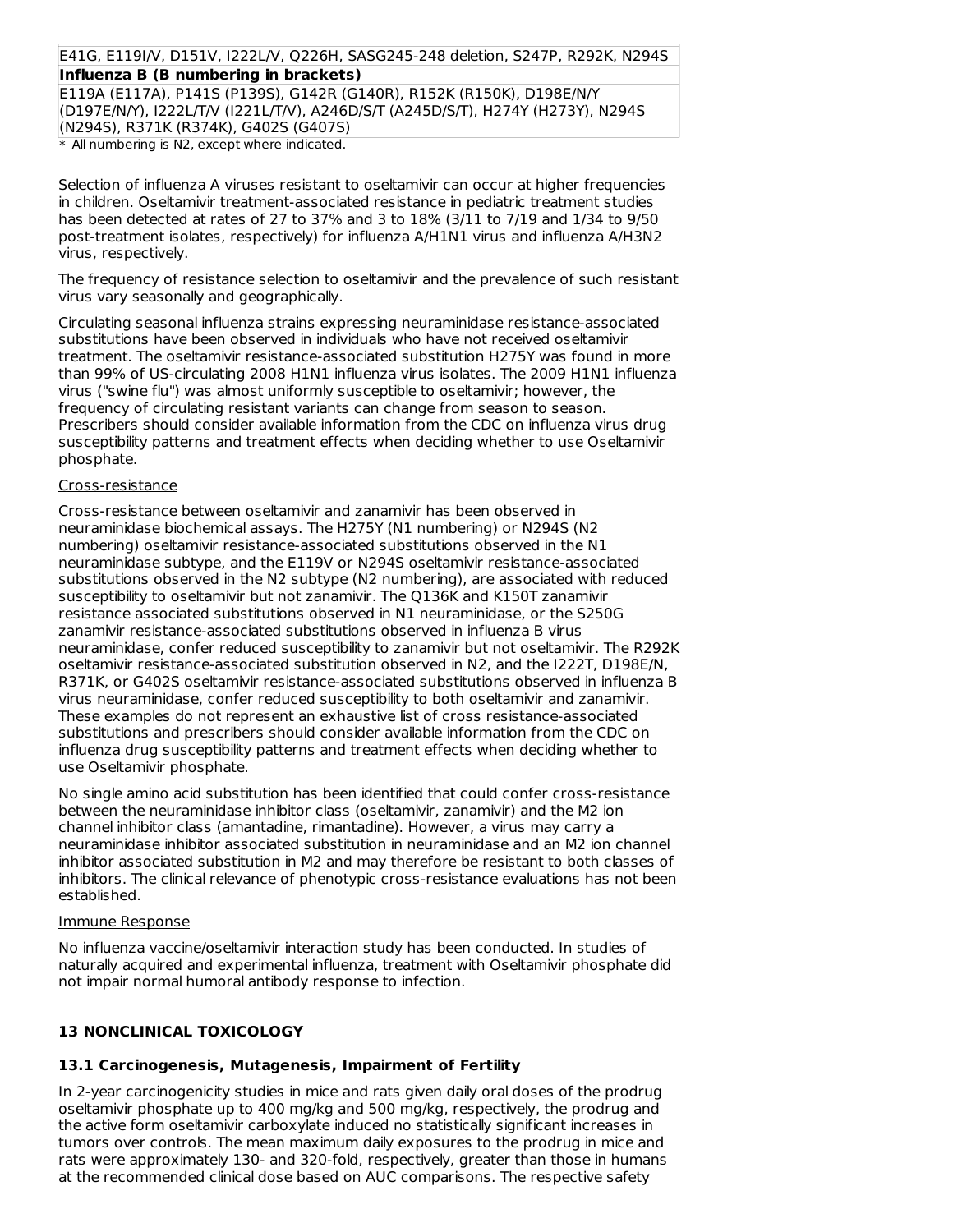| E41G, E119I/V, D151V, I222L/V, Q226H, SASG245-248 deletion, S247P, R292K, N294S |
| --- |
| **Influenza B (B numbering in brackets)** |
| E119A (E117A), P141S (P139S), G142R (G140R), R152K (R150K), D198E/N/Y (D197E/N/Y), I222L/T/V (I221L/T/V), A246D/S/T (A245D/S/T), H274Y (H273Y), N294S (N294S), R371K (R374K), G402S (G407S) |

* All numbering is N2, except where indicated.

Selection of influenza A viruses resistant to oseltamivir can occur at higher frequencies in children. Oseltamivir treatment-associated resistance in pediatric treatment studies has been detected at rates of 27 to 37% and 3 to 18% (3/11 to 7/19 and 1/34 to 9/50 post-treatment isolates, respectively) for influenza A/H1N1 virus and influenza A/H3N2 virus, respectively.

The frequency of resistance selection to oseltamivir and the prevalence of such resistant virus vary seasonally and geographically.

Circulating seasonal influenza strains expressing neuraminidase resistance-associated substitutions have been observed in individuals who have not received oseltamivir treatment. The oseltamivir resistance-associated substitution H275Y was found in more than 99% of US-circulating 2008 H1N1 influenza virus isolates. The 2009 H1N1 influenza virus ("swine flu") was almost uniformly susceptible to oseltamivir; however, the frequency of circulating resistant variants can change from season to season. Prescribers should consider available information from the CDC on influenza virus drug susceptibility patterns and treatment effects when deciding whether to use Oseltamivir phosphate.

Cross-resistance

Cross-resistance between oseltamivir and zanamivir has been observed in neuraminidase biochemical assays. The H275Y (N1 numbering) or N294S (N2 numbering) oseltamivir resistance-associated substitutions observed in the N1 neuraminidase subtype, and the E119V or N294S oseltamivir resistance-associated substitutions observed in the N2 subtype (N2 numbering), are associated with reduced susceptibility to oseltamivir but not zanamivir. The Q136K and K150T zanamivir resistance associated substitutions observed in N1 neuraminidase, or the S250G zanamivir resistance-associated substitutions observed in influenza B virus neuraminidase, confer reduced susceptibility to zanamivir but not oseltamivir. The R292K oseltamivir resistance-associated substitution observed in N2, and the I222T, D198E/N, R371K, or G402S oseltamivir resistance-associated substitutions observed in influenza B virus neuraminidase, confer reduced susceptibility to both oseltamivir and zanamivir. These examples do not represent an exhaustive list of cross resistance-associated substitutions and prescribers should consider available information from the CDC on influenza drug susceptibility patterns and treatment effects when deciding whether to use Oseltamivir phosphate.

No single amino acid substitution has been identified that could confer cross-resistance between the neuraminidase inhibitor class (oseltamivir, zanamivir) and the M2 ion channel inhibitor class (amantadine, rimantadine). However, a virus may carry a neuraminidase inhibitor associated substitution in neuraminidase and an M2 ion channel inhibitor associated substitution in M2 and may therefore be resistant to both classes of inhibitors. The clinical relevance of phenotypic cross-resistance evaluations has not been established.

Immune Response

No influenza vaccine/oseltamivir interaction study has been conducted. In studies of naturally acquired and experimental influenza, treatment with Oseltamivir phosphate did not impair normal humoral antibody response to infection.

## 13 NONCLINICAL TOXICOLOGY

### 13.1 Carcinogenesis, Mutagenesis, Impairment of Fertility

In 2-year carcinogenicity studies in mice and rats given daily oral doses of the prodrug oseltamivir phosphate up to 400 mg/kg and 500 mg/kg, respectively, the prodrug and the active form oseltamivir carboxylate induced no statistically significant increases in tumors over controls. The mean maximum daily exposures to the prodrug in mice and rats were approximately 130- and 320-fold, respectively, greater than those in humans at the recommended clinical dose based on AUC comparisons. The respective safety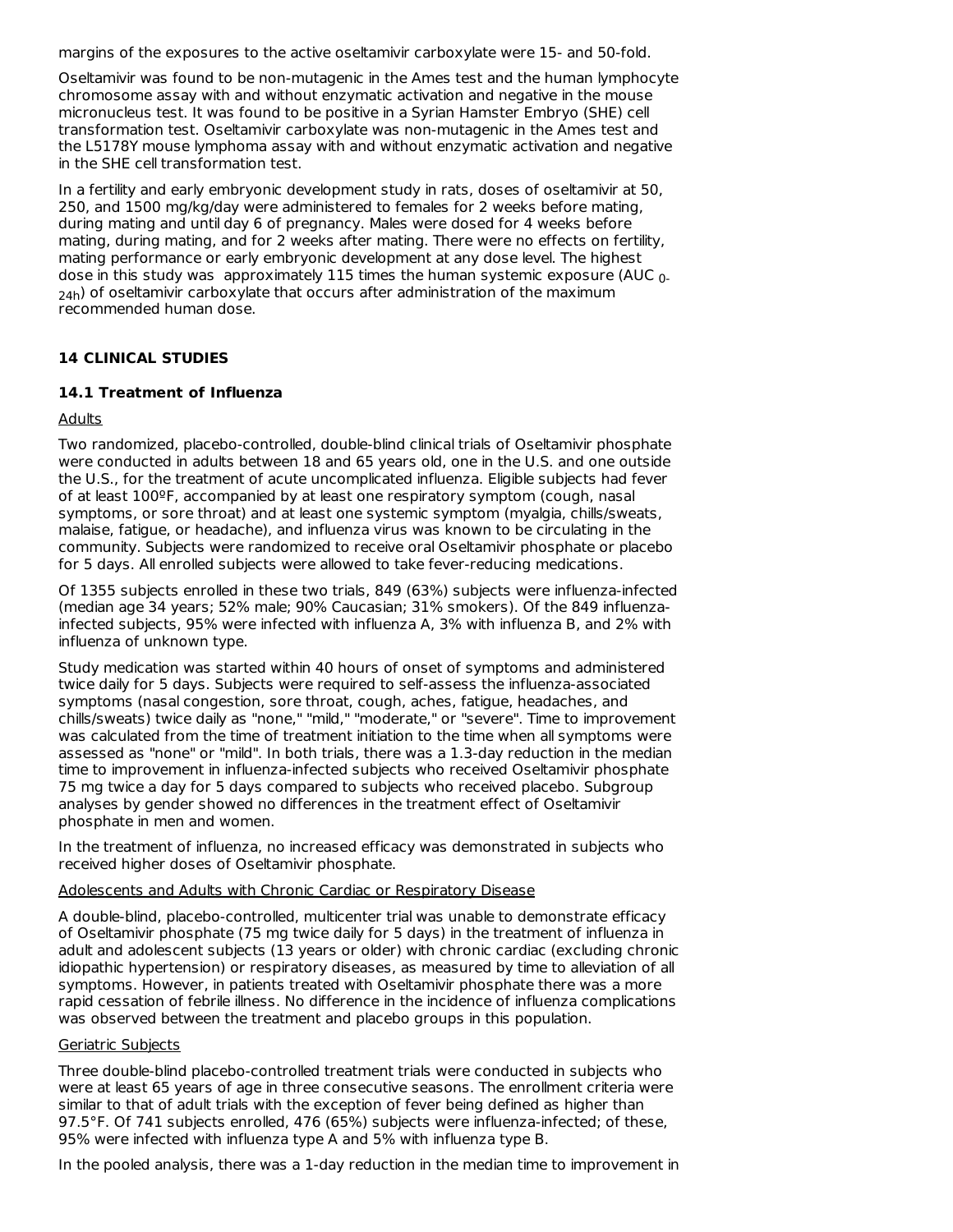margins of the exposures to the active oseltamivir carboxylate were 15- and 50-fold.

Oseltamivir was found to be non-mutagenic in the Ames test and the human lymphocyte chromosome assay with and without enzymatic activation and negative in the mouse micronucleus test. It was found to be positive in a Syrian Hamster Embryo (SHE) cell transformation test. Oseltamivir carboxylate was non-mutagenic in the Ames test and the L5178Y mouse lymphoma assay with and without enzymatic activation and negative in the SHE cell transformation test.

In a fertility and early embryonic development study in rats, doses of oseltamivir at 50, 250, and 1500 mg/kg/day were administered to females for 2 weeks before mating, during mating and until day 6 of pregnancy. Males were dosed for 4 weeks before mating, during mating, and for 2 weeks after mating. There were no effects on fertility, mating performance or early embryonic development at any dose level. The highest dose in this study was approximately 115 times the human systemic exposure ($AUC_{0-24h}$) of oseltamivir carboxylate that occurs after administration of the maximum recommended human dose.

## 14 CLINICAL STUDIES

### 14.1 Treatment of Influenza

Adults

Two randomized, placebo-controlled, double-blind clinical trials of Oseltamivir phosphate were conducted in adults between 18 and 65 years old, one in the U.S. and one outside the U.S., for the treatment of acute uncomplicated influenza. Eligible subjects had fever of at least 100ºF, accompanied by at least one respiratory symptom (cough, nasal symptoms, or sore throat) and at least one systemic symptom (myalgia, chills/sweats, malaise, fatigue, or headache), and influenza virus was known to be circulating in the community. Subjects were randomized to receive oral Oseltamivir phosphate or placebo for 5 days. All enrolled subjects were allowed to take fever-reducing medications.

Of 1355 subjects enrolled in these two trials, 849 (63%) subjects were influenza-infected (median age 34 years; 52% male; 90% Caucasian; 31% smokers). Of the 849 influenza-infected subjects, 95% were infected with influenza A, 3% with influenza B, and 2% with influenza of unknown type.

Study medication was started within 40 hours of onset of symptoms and administered twice daily for 5 days. Subjects were required to self-assess the influenza-associated symptoms (nasal congestion, sore throat, cough, aches, fatigue, headaches, and chills/sweats) twice daily as "none," "mild," "moderate," or "severe". Time to improvement was calculated from the time of treatment initiation to the time when all symptoms were assessed as "none" or "mild". In both trials, there was a 1.3-day reduction in the median time to improvement in influenza-infected subjects who received Oseltamivir phosphate 75 mg twice a day for 5 days compared to subjects who received placebo. Subgroup analyses by gender showed no differences in the treatment effect of Oseltamivir phosphate in men and women.

In the treatment of influenza, no increased efficacy was demonstrated in subjects who received higher doses of Oseltamivir phosphate.

Adolescents and Adults with Chronic Cardiac or Respiratory Disease

A double-blind, placebo-controlled, multicenter trial was unable to demonstrate efficacy of Oseltamivir phosphate (75 mg twice daily for 5 days) in the treatment of influenza in adult and adolescent subjects (13 years or older) with chronic cardiac (excluding chronic idiopathic hypertension) or respiratory diseases, as measured by time to alleviation of all symptoms. However, in patients treated with Oseltamivir phosphate there was a more rapid cessation of febrile illness. No difference in the incidence of influenza complications was observed between the treatment and placebo groups in this population.

Geriatric Subjects

Three double-blind placebo-controlled treatment trials were conducted in subjects who were at least 65 years of age in three consecutive seasons. The enrollment criteria were similar to that of adult trials with the exception of fever being defined as higher than 97.5°F. Of 741 subjects enrolled, 476 (65%) subjects were influenza-infected; of these, 95% were infected with influenza type A and 5% with influenza type B.

In the pooled analysis, there was a 1-day reduction in the median time to improvement in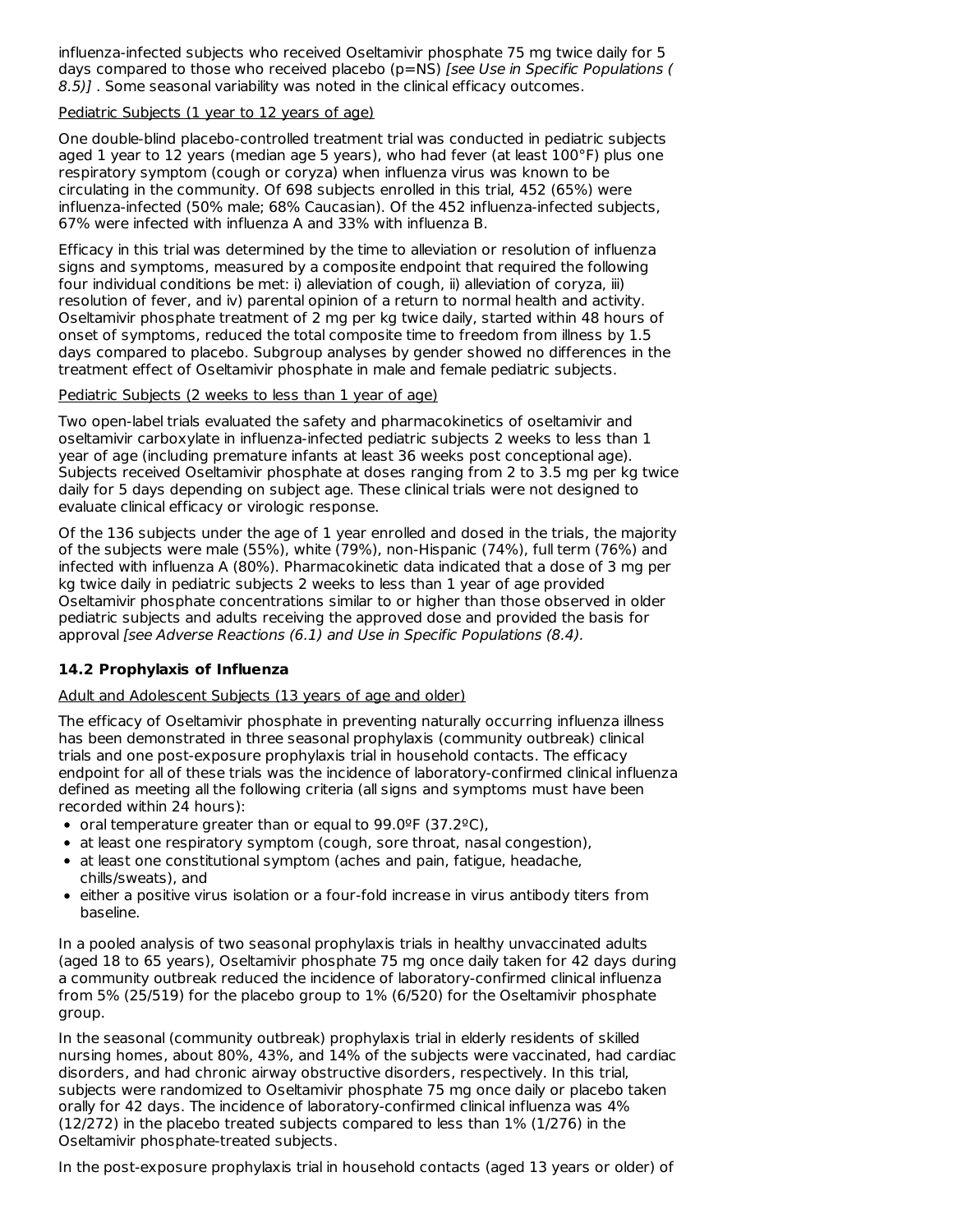influenza-infected subjects who received Oseltamivir phosphate 75 mg twice daily for 5 days compared to those who received placebo (p=NS) *[see Use in Specific Populations (8.5)]* . Some seasonal variability was noted in the clinical efficacy outcomes.

Pediatric Subjects (1 year to 12 years of age)

One double-blind placebo-controlled treatment trial was conducted in pediatric subjects aged 1 year to 12 years (median age 5 years), who had fever (at least 100°F) plus one respiratory symptom (cough or coryza) when influenza virus was known to be circulating in the community. Of 698 subjects enrolled in this trial, 452 (65%) were influenza-infected (50% male; 68% Caucasian). Of the 452 influenza-infected subjects, 67% were infected with influenza A and 33% with influenza B.

Efficacy in this trial was determined by the time to alleviation or resolution of influenza signs and symptoms, measured by a composite endpoint that required the following four individual conditions be met: i) alleviation of cough, ii) alleviation of coryza, iii) resolution of fever, and iv) parental opinion of a return to normal health and activity. Oseltamivir phosphate treatment of 2 mg per kg twice daily, started within 48 hours of onset of symptoms, reduced the total composite time to freedom from illness by 1.5 days compared to placebo. Subgroup analyses by gender showed no differences in the treatment effect of Oseltamivir phosphate in male and female pediatric subjects.

Pediatric Subjects (2 weeks to less than 1 year of age)

Two open-label trials evaluated the safety and pharmacokinetics of oseltamivir and oseltamivir carboxylate in influenza-infected pediatric subjects 2 weeks to less than 1 year of age (including premature infants at least 36 weeks post conceptional age). Subjects received Oseltamivir phosphate at doses ranging from 2 to 3.5 mg per kg twice daily for 5 days depending on subject age. These clinical trials were not designed to evaluate clinical efficacy or virologic response.

Of the 136 subjects under the age of 1 year enrolled and dosed in the trials, the majority of the subjects were male (55%), white (79%), non-Hispanic (74%), full term (76%) and infected with influenza A (80%). Pharmacokinetic data indicated that a dose of 3 mg per kg twice daily in pediatric subjects 2 weeks to less than 1 year of age provided Oseltamivir phosphate concentrations similar to or higher than those observed in older pediatric subjects and adults receiving the approved dose and provided the basis for approval *[see Adverse Reactions (6.1) and Use in Specific Populations (8.4)*.

### 14.2 Prophylaxis of Influenza

Adult and Adolescent Subjects (13 years of age and older)

The efficacy of Oseltamivir phosphate in preventing naturally occurring influenza illness has been demonstrated in three seasonal prophylaxis (community outbreak) clinical trials and one post-exposure prophylaxis trial in household contacts. The efficacy endpoint for all of these trials was the incidence of laboratory-confirmed clinical influenza defined as meeting all the following criteria (all signs and symptoms must have been recorded within 24 hours):

- oral temperature greater than or equal to 99.0ºF (37.2ºC),
- at least one respiratory symptom (cough, sore throat, nasal congestion),
- at least one constitutional symptom (aches and pain, fatigue, headache, chills/sweats), and
- either a positive virus isolation or a four-fold increase in virus antibody titers from baseline.

In a pooled analysis of two seasonal prophylaxis trials in healthy unvaccinated adults (aged 18 to 65 years), Oseltamivir phosphate 75 mg once daily taken for 42 days during a community outbreak reduced the incidence of laboratory-confirmed clinical influenza from 5% (25/519) for the placebo group to 1% (6/520) for the Oseltamivir phosphate group.

In the seasonal (community outbreak) prophylaxis trial in elderly residents of skilled nursing homes, about 80%, 43%, and 14% of the subjects were vaccinated, had cardiac disorders, and had chronic airway obstructive disorders, respectively. In this trial, subjects were randomized to Oseltamivir phosphate 75 mg once daily or placebo taken orally for 42 days. The incidence of laboratory-confirmed clinical influenza was 4% (12/272) in the placebo treated subjects compared to less than 1% (1/276) in the Oseltamivir phosphate-treated subjects.

In the post-exposure prophylaxis trial in household contacts (aged 13 years or older) of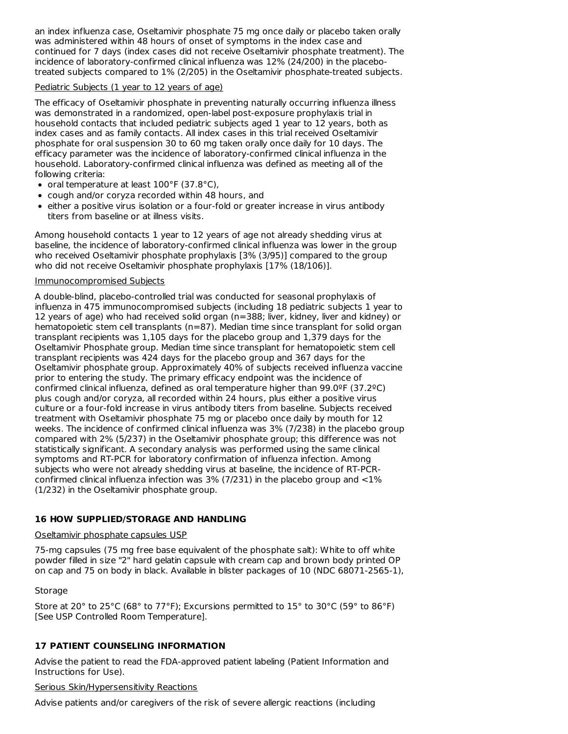an index influenza case, Oseltamivir phosphate 75 mg once daily or placebo taken orally was administered within 48 hours of onset of symptoms in the index case and continued for 7 days (index cases did not receive Oseltamivir phosphate treatment). The incidence of laboratory-confirmed clinical influenza was 12% (24/200) in the placebo-treated subjects compared to 1% (2/205) in the Oseltamivir phosphate-treated subjects.

Pediatric Subjects (1 year to 12 years of age)

The efficacy of Oseltamivir phosphate in preventing naturally occurring influenza illness was demonstrated in a randomized, open-label post-exposure prophylaxis trial in household contacts that included pediatric subjects aged 1 year to 12 years, both as index cases and as family contacts. All index cases in this trial received Oseltamivir phosphate for oral suspension 30 to 60 mg taken orally once daily for 10 days. The efficacy parameter was the incidence of laboratory-confirmed clinical influenza in the household. Laboratory-confirmed clinical influenza was defined as meeting all of the following criteria:

- oral temperature at least 100°F (37.8°C),
- cough and/or coryza recorded within 48 hours, and
- either a positive virus isolation or a four-fold or greater increase in virus antibody titers from baseline or at illness visits.

Among household contacts 1 year to 12 years of age not already shedding virus at baseline, the incidence of laboratory-confirmed clinical influenza was lower in the group who received Oseltamivir phosphate prophylaxis [3% (3/95)] compared to the group who did not receive Oseltamivir phosphate prophylaxis [17% (18/106)].

Immunocompromised Subjects

A double-blind, placebo-controlled trial was conducted for seasonal prophylaxis of influenza in 475 immunocompromised subjects (including 18 pediatric subjects 1 year to 12 years of age) who had received solid organ (n=388; liver, kidney, liver and kidney) or hematopoietic stem cell transplants (n=87). Median time since transplant for solid organ transplant recipients was 1,105 days for the placebo group and 1,379 days for the Oseltamivir Phosphate group. Median time since transplant for hematopoietic stem cell transplant recipients was 424 days for the placebo group and 367 days for the Oseltamivir phosphate group. Approximately 40% of subjects received influenza vaccine prior to entering the study. The primary efficacy endpoint was the incidence of confirmed clinical influenza, defined as oral temperature higher than 99.0ºF (37.2ºC) plus cough and/or coryza, all recorded within 24 hours, plus either a positive virus culture or a four-fold increase in virus antibody titers from baseline. Subjects received treatment with Oseltamivir phosphate 75 mg or placebo once daily by mouth for 12 weeks. The incidence of confirmed clinical influenza was 3% (7/238) in the placebo group compared with 2% (5/237) in the Oseltamivir phosphate group; this difference was not statistically significant. A secondary analysis was performed using the same clinical symptoms and RT-PCR for laboratory confirmation of influenza infection. Among subjects who were not already shedding virus at baseline, the incidence of RT-PCR-confirmed clinical influenza infection was 3% (7/231) in the placebo group and <1% (1/232) in the Oseltamivir phosphate group.

## 16 HOW SUPPLIED/STORAGE AND HANDLING

Oseltamivir phosphate capsules USP

75-mg capsules (75 mg free base equivalent of the phosphate salt): White to off white powder filled in size "2" hard gelatin capsule with cream cap and brown body printed OP on cap and 75 on body in black. Available in blister packages of 10 (NDC 68071-2565-1),

Storage

Store at 20° to 25°C (68° to 77°F); Excursions permitted to 15° to 30°C (59° to 86°F) [See USP Controlled Room Temperature].

## 17 PATIENT COUNSELING INFORMATION

Advise the patient to read the FDA-approved patient labeling (Patient Information and Instructions for Use).

Serious Skin/Hypersensitivity Reactions

Advise patients and/or caregivers of the risk of severe allergic reactions (including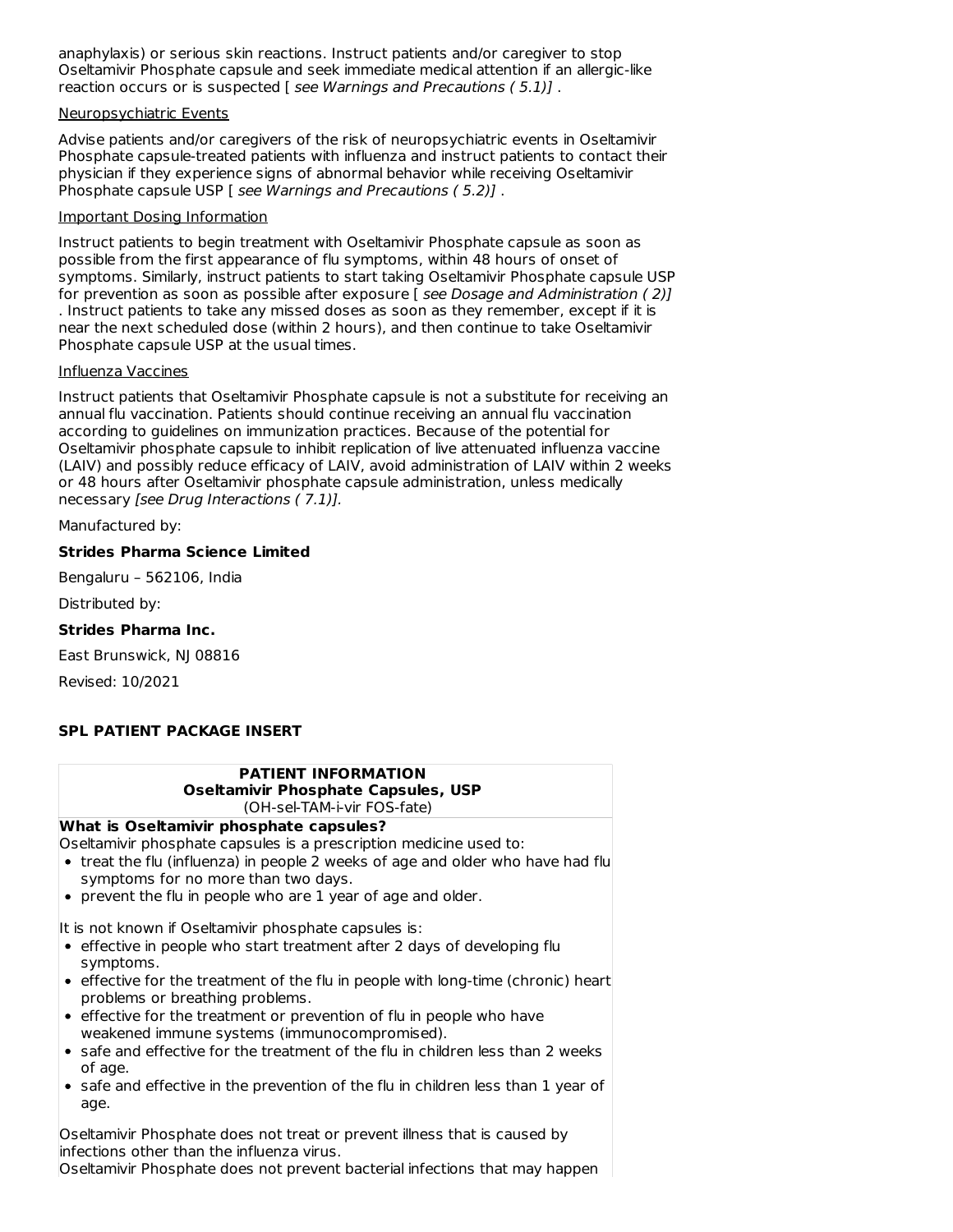anaphylaxis) or serious skin reactions. Instruct patients and/or caregiver to stop Oseltamivir Phosphate capsule and seek immediate medical attention if an allergic-like reaction occurs or is suspected [ *see Warnings and Precautions ( 5.1)]* .

Neuropsychiatric Events

Advise patients and/or caregivers of the risk of neuropsychiatric events in Oseltamivir Phosphate capsule-treated patients with influenza and instruct patients to contact their physician if they experience signs of abnormal behavior while receiving Oseltamivir Phosphate capsule USP [ *see Warnings and Precautions ( 5.2)]* .

Important Dosing Information

Instruct patients to begin treatment with Oseltamivir Phosphate capsule as soon as possible from the first appearance of flu symptoms, within 48 hours of onset of symptoms. Similarly, instruct patients to start taking Oseltamivir Phosphate capsule USP for prevention as soon as possible after exposure [ *see Dosage and Administration ( 2)]* . Instruct patients to take any missed doses as soon as they remember, except if it is near the next scheduled dose (within 2 hours), and then continue to take Oseltamivir Phosphate capsule USP at the usual times.

Influenza Vaccines

Instruct patients that Oseltamivir Phosphate capsule is not a substitute for receiving an annual flu vaccination. Patients should continue receiving an annual flu vaccination according to guidelines on immunization practices. Because of the potential for Oseltamivir phosphate capsule to inhibit replication of live attenuated influenza vaccine (LAIV) and possibly reduce efficacy of LAIV, avoid administration of LAIV within 2 weeks or 48 hours after Oseltamivir phosphate capsule administration, unless medically necessary *[see Drug Interactions ( 7.1)]*.

Manufactured by:

**Strides Pharma Science Limited**

Bengaluru – 562106, India

Distributed by:

**Strides Pharma Inc.**

East Brunswick, NJ 08816

Revised: 10/2021

## SPL PATIENT PACKAGE INSERT

**PATIENT INFORMATION**
**Oseltamivir Phosphate Capsules, USP**
(OH-sel-TAM-i-vir FOS-fate)

**What is Oseltamivir phosphate capsules?**

Oseltamivir phosphate capsules is a prescription medicine used to:

- treat the flu (influenza) in people 2 weeks of age and older who have had flu symptoms for no more than two days.
- prevent the flu in people who are 1 year of age and older.

It is not known if Oseltamivir phosphate capsules is:

- effective in people who start treatment after 2 days of developing flu symptoms.
- effective for the treatment of the flu in people with long-time (chronic) heart problems or breathing problems.
- effective for the treatment or prevention of flu in people who have weakened immune systems (immunocompromised).
- safe and effective for the treatment of the flu in children less than 2 weeks of age.
- safe and effective in the prevention of the flu in children less than 1 year of age.

Oseltamivir Phosphate does not treat or prevent illness that is caused by infections other than the influenza virus.

Oseltamivir Phosphate does not prevent bacterial infections that may happen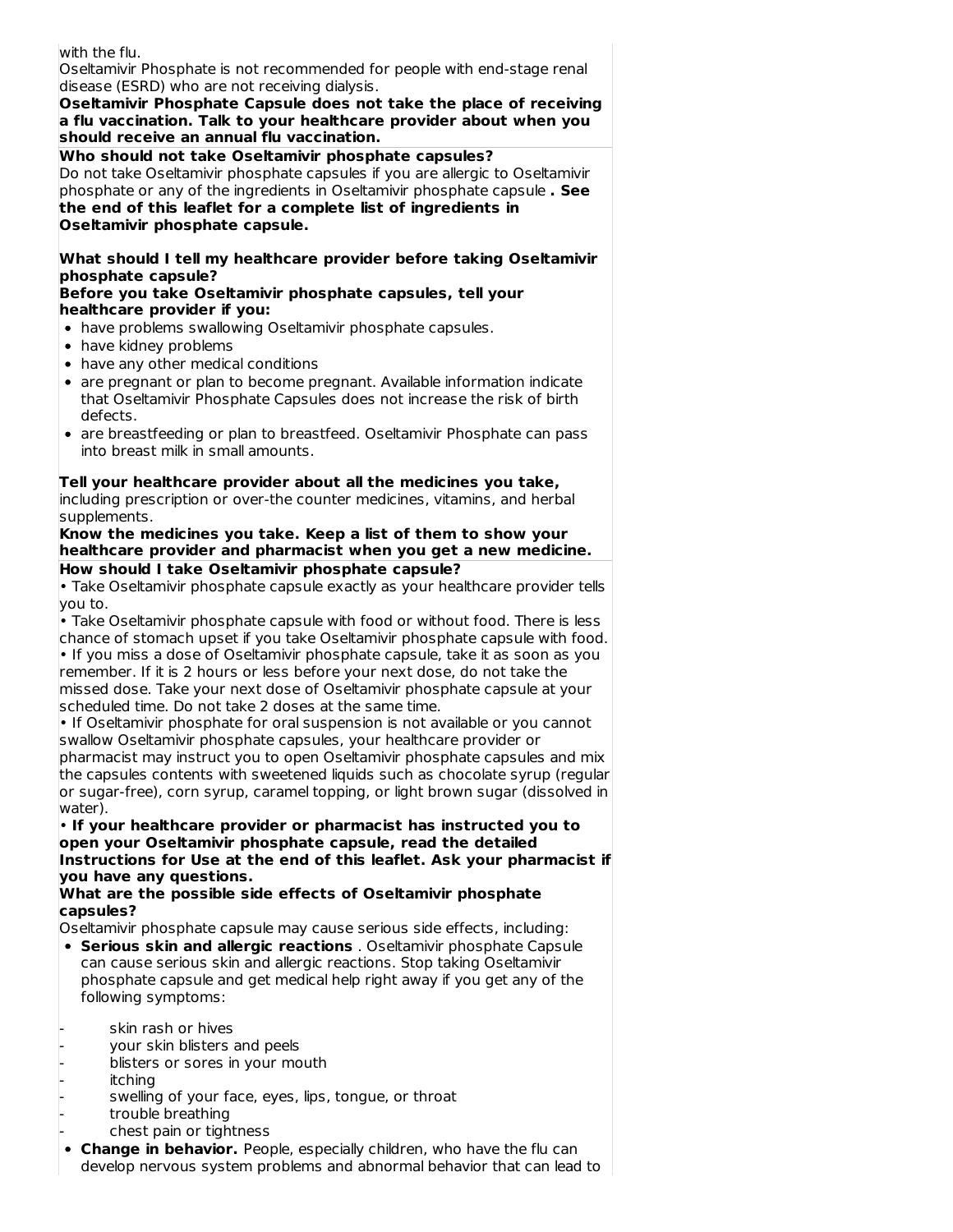with the flu.

Oseltamivir Phosphate is not recommended for people with end-stage renal disease (ESRD) who are not receiving dialysis.

**Oseltamivir Phosphate Capsule does not take the place of receiving a flu vaccination. Talk to your healthcare provider about when you should receive an annual flu vaccination.**

**Who should not take Oseltamivir phosphate capsules?**

Do not take Oseltamivir phosphate capsules if you are allergic to Oseltamivir phosphate or any of the ingredients in Oseltamivir phosphate capsule **. See the end of this leaflet for a complete list of ingredients in Oseltamivir phosphate capsule.**

**What should I tell my healthcare provider before taking Oseltamivir phosphate capsule?**

**Before you take Oseltamivir phosphate capsules, tell your healthcare provider if you:**

- have problems swallowing Oseltamivir phosphate capsules.
- have kidney problems
- have any other medical conditions
- are pregnant or plan to become pregnant. Available information indicate that Oseltamivir Phosphate Capsules does not increase the risk of birth defects.
- are breastfeeding or plan to breastfeed. Oseltamivir Phosphate can pass into breast milk in small amounts.

**Tell your healthcare provider about all the medicines you take,** including prescription or over-the counter medicines, vitamins, and herbal supplements.

**Know the medicines you take. Keep a list of them to show your healthcare provider and pharmacist when you get a new medicine.**

**How should I take Oseltamivir phosphate capsule?**

• Take Oseltamivir phosphate capsule exactly as your healthcare provider tells you to.

• Take Oseltamivir phosphate capsule with food or without food. There is less chance of stomach upset if you take Oseltamivir phosphate capsule with food.

• If you miss a dose of Oseltamivir phosphate capsule, take it as soon as you remember. If it is 2 hours or less before your next dose, do not take the missed dose. Take your next dose of Oseltamivir phosphate capsule at your scheduled time. Do not take 2 doses at the same time.

• If Oseltamivir phosphate for oral suspension is not available or you cannot swallow Oseltamivir phosphate capsules, your healthcare provider or pharmacist may instruct you to open Oseltamivir phosphate capsules and mix the capsules contents with sweetened liquids such as chocolate syrup (regular or sugar-free), corn syrup, caramel topping, or light brown sugar (dissolved in water).

• **If your healthcare provider or pharmacist has instructed you to open your Oseltamivir phosphate capsule, read the detailed Instructions for Use at the end of this leaflet. Ask your pharmacist if you have any questions.**

**What are the possible side effects of Oseltamivir phosphate capsules?**

Oseltamivir phosphate capsule may cause serious side effects, including:

- **Serious skin and allergic reactions** . Oseltamivir phosphate Capsule can cause serious skin and allergic reactions. Stop taking Oseltamivir phosphate capsule and get medical help right away if you get any of the following symptoms:
  - skin rash or hives
  - your skin blisters and peels
  - blisters or sores in your mouth
  - itching
  - swelling of your face, eyes, lips, tongue, or throat
  - trouble breathing
  - chest pain or tightness
- **Change in behavior.** People, especially children, who have the flu can develop nervous system problems and abnormal behavior that can lead to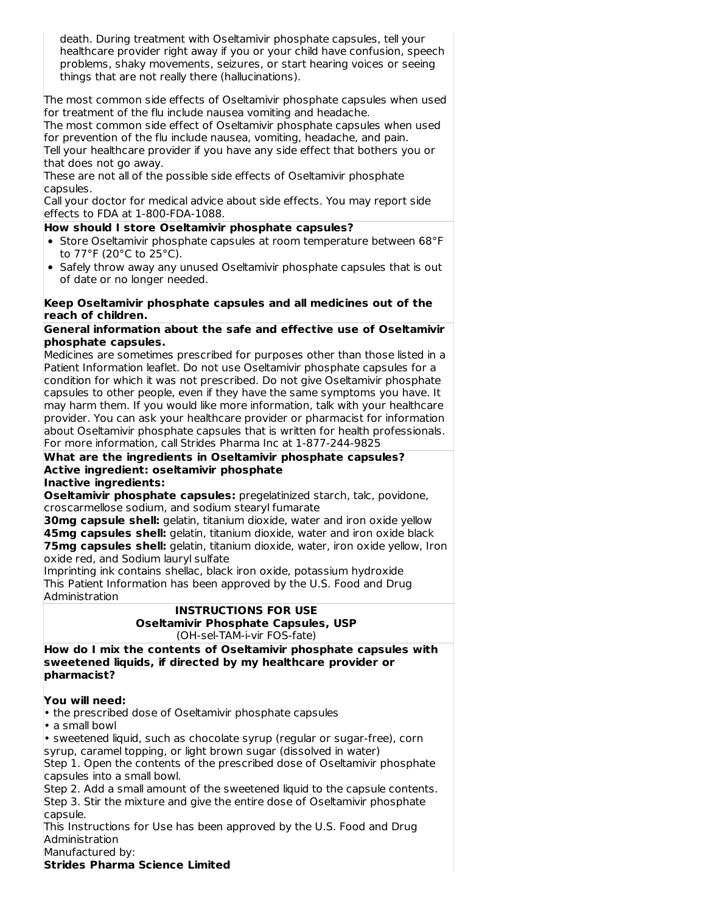death. During treatment with Oseltamivir phosphate capsules, tell your healthcare provider right away if you or your child have confusion, speech problems, shaky movements, seizures, or start hearing voices or seeing things that are not really there (hallucinations).

The most common side effects of Oseltamivir phosphate capsules when used for treatment of the flu include nausea vomiting and headache.
The most common side effect of Oseltamivir phosphate capsules when used for prevention of the flu include nausea, vomiting, headache, and pain.
Tell your healthcare provider if you have any side effect that bothers you or that does not go away.
These are not all of the possible side effects of Oseltamivir phosphate capsules.
Call your doctor for medical advice about side effects. You may report side effects to FDA at 1-800-FDA-1088.

**How should I store Oseltamivir phosphate capsules?**

- Store Oseltamivir phosphate capsules at room temperature between 68°F to 77°F (20°C to 25°C).
- Safely throw away any unused Oseltamivir phosphate capsules that is out of date or no longer needed.

**Keep Oseltamivir phosphate capsules and all medicines out of the reach of children.**

**General information about the safe and effective use of Oseltamivir phosphate capsules.**

Medicines are sometimes prescribed for purposes other than those listed in a Patient Information leaflet. Do not use Oseltamivir phosphate capsules for a condition for which it was not prescribed. Do not give Oseltamivir phosphate capsules to other people, even if they have the same symptoms you have. It may harm them. If you would like more information, talk with your healthcare provider. You can ask your healthcare provider or pharmacist for information about Oseltamivir phosphate capsules that is written for health professionals. For more information, call Strides Pharma Inc at 1-877-244-9825

**What are the ingredients in Oseltamivir phosphate capsules?**
**Active ingredient: oseltamivir phosphate**
**Inactive ingredients:**

**Oseltamivir phosphate capsules:** pregelatinized starch, talc, povidone, croscarmellose sodium, and sodium stearyl fumarate
**30mg capsule shell:** gelatin, titanium dioxide, water and iron oxide yellow
**45mg capsules shell:** gelatin, titanium dioxide, water and iron oxide black
**75mg capsules shell:** gelatin, titanium dioxide, water, iron oxide yellow, Iron oxide red, and Sodium lauryl sulfate
Imprinting ink contains shellac, black iron oxide, potassium hydroxide
This Patient Information has been approved by the U.S. Food and Drug Administration

**INSTRUCTIONS FOR USE**
**Oseltamivir Phosphate Capsules, USP**
(OH-sel-TAM-i-vir FOS-fate)

**How do I mix the contents of Oseltamivir phosphate capsules with sweetened liquids, if directed by my healthcare provider or pharmacist?**

**You will need:**

- the prescribed dose of Oseltamivir phosphate capsules
- a small bowl
- sweetened liquid, such as chocolate syrup (regular or sugar-free), corn syrup, caramel topping, or light brown sugar (dissolved in water)

Step 1. Open the contents of the prescribed dose of Oseltamivir phosphate capsules into a small bowl.
Step 2. Add a small amount of the sweetened liquid to the capsule contents.
Step 3. Stir the mixture and give the entire dose of Oseltamivir phosphate capsule.
This Instructions for Use has been approved by the U.S. Food and Drug Administration
Manufactured by:
**Strides Pharma Science Limited**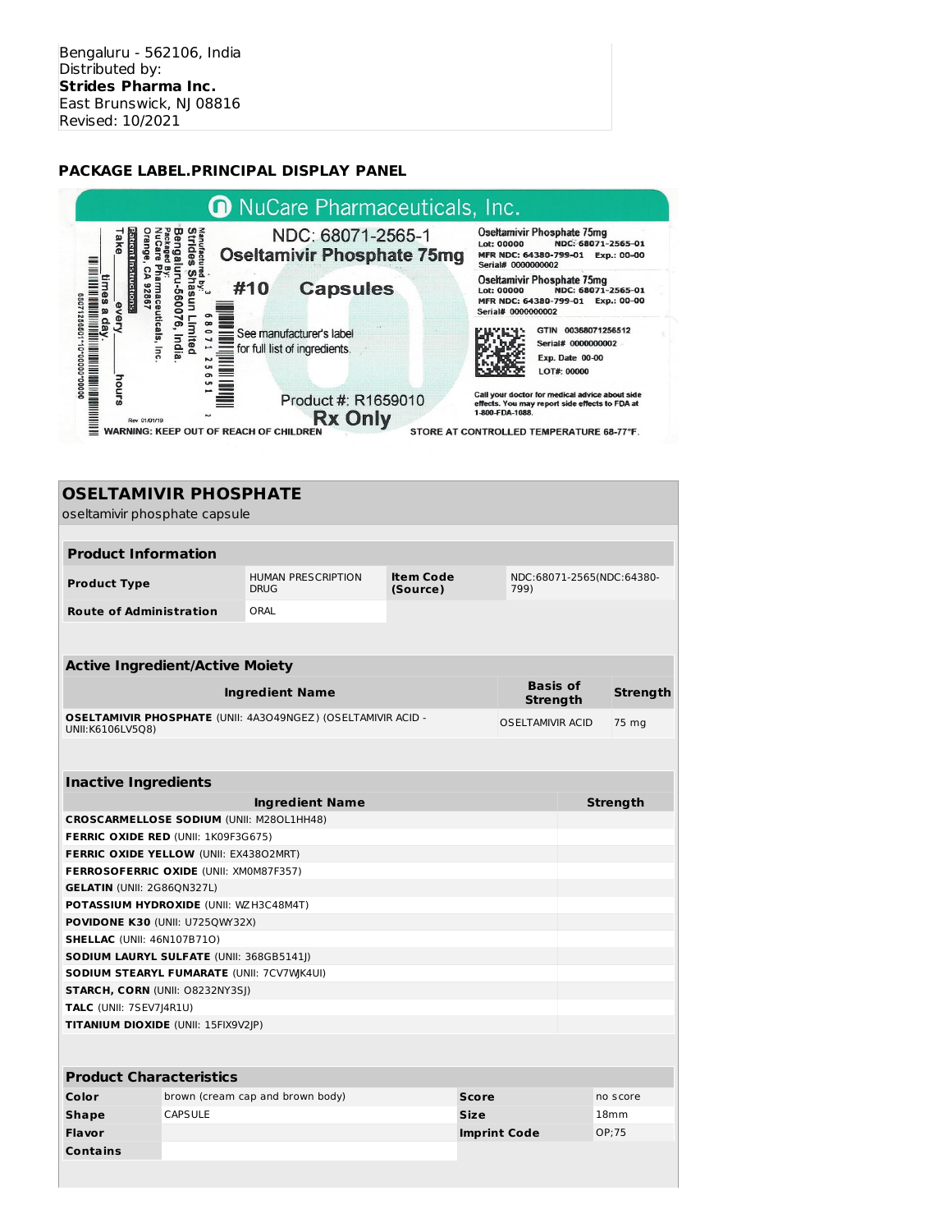Bengaluru - 562106, India
Distributed by:
**Strides Pharma Inc.**
East Brunswick, NJ 08816
Revised: 10/2021

## PACKAGE LABEL.PRINCIPAL DISPLAY PANEL

NuCare Pharmaceuticals, Inc.

NDC: 68071-2565-1
**Oseltamivir Phosphate 75mg**
**#10 Capsules**

See manufacturer's label for full list of ingredients.

Product #: R1659010
**Rx Only**

Manufactured by: Strides Shasun Limited Bengaluru-560076, India.
Packaged By: NuCare Pharmaceuticals, Inc. Orange, CA 92867

Patient Instructions: Take ___ every ___ hours ___ times a day.

Rev 01/01/19

Oseltamivir Phosphate 75mg
Lot: 00000 NDC: 68071-2565-01
MFR NDC: 64380-799-01 Exp.: 00-00
Serial# 0000000002

Oseltamivir Phosphate 75mg
Lot: 00000 NDC: 68071-2565-01
MFR NDC: 64380-799-01 Exp.: 00-00
Serial# 0000000002

GTIN 00368071256512
Serial# 0000000002
Exp. Date 00-00
LOT#: 00000

Call your doctor for medical advice about side effects. You may report side effects to FDA at 1-800-FDA-1088.

WARNING: KEEP OUT OF REACH OF CHILDREN

STORE AT CONTROLLED TEMPERATURE 68-77°F.

## OSELTAMIVIR PHOSPHATE
oseltamivir phosphate capsule

| Product Information | | | |
|---|---|---|---|
| **Product Type** | HUMAN PRESCRIPTION DRUG | **Item Code (Source)** | NDC:68071-2565(NDC:64380-799) |
| **Route of Administration** | ORAL | | |

| Active Ingredient/Active Moiety | | |
|---|---|---|
| **Ingredient Name** | **Basis of Strength** | **Strength** |
| **OSELTAMIVIR PHOSPHATE** (UNII: 4A3O49NGEZ) (OSELTAMIVIR ACID - UNII:K6106LV5Q8) | OSELTAMIVIR ACID | 75 mg |

| Inactive Ingredients | |
|---|---|
| **Ingredient Name** | **Strength** |
| **CROSCARMELLOSE SODIUM** (UNII: M28OL1HH48) | |
| **FERRIC OXIDE RED** (UNII: 1K09F3G675) | |
| **FERRIC OXIDE YELLOW** (UNII: EX438O2MRT) | |
| **FERROSOFERRIC OXIDE** (UNII: XM0M87F357) | |
| **GELATIN** (UNII: 2G86QN327L) | |
| **POTASSIUM HYDROXIDE** (UNII: WZH3C48M4T) | |
| **POVIDONE K30** (UNII: U725QWY32X) | |
| **SHELLAC** (UNII: 46N107B71O) | |
| **SODIUM LAURYL SULFATE** (UNII: 368GB5141J) | |
| **SODIUM STEARYL FUMARATE** (UNII: 7CV7WJK4UI) | |
| **STARCH, CORN** (UNII: O8232NY3SJ) | |
| **TALC** (UNII: 7SEV7J4R1U) | |
| **TITANIUM DIOXIDE** (UNII: 15FIX9V2JP) | |

| Product Characteristics | | | |
|---|---|---|---|
| **Color** | brown (cream cap and brown body) | **Score** | no score |
| **Shape** | CAPSULE | **Size** | 18mm |
| **Flavor** | | **Imprint Code** | OP;75 |
| **Contains** | | | |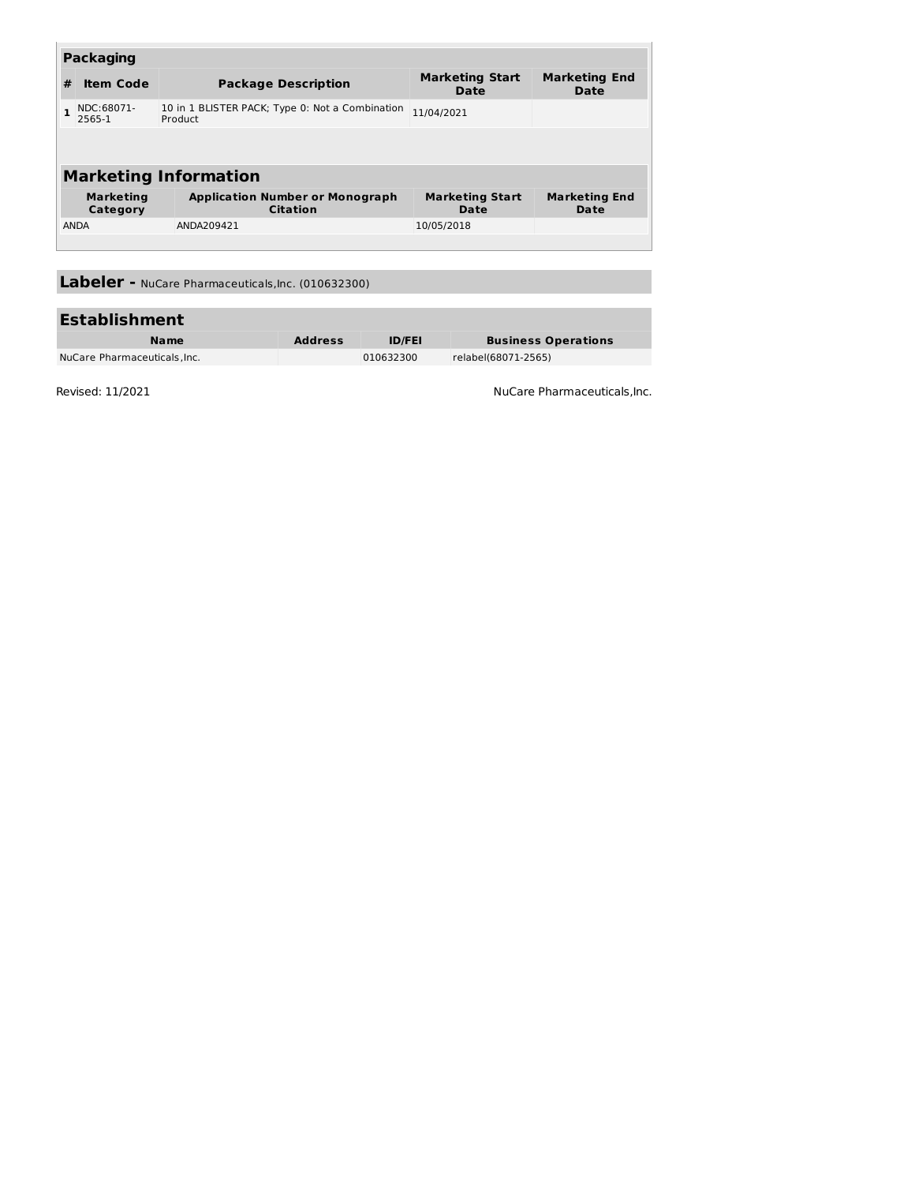### Packaging

| # | Item Code | Package Description | Marketing Start Date | Marketing End Date |
|---|---|---|---|---|
| 1 | NDC:68071-2565-1 | 10 in 1 BLISTER PACK; Type 0: Not a Combination Product | 11/04/2021 | |

### Marketing Information

| Marketing Category | Application Number or Monograph Citation | Marketing Start Date | Marketing End Date |
|---|---|---|---|
| ANDA | ANDA209421 | 10/05/2018 | |

## Labeler - NuCare Pharmaceuticals,Inc. (010632300)

## Establishment

| Name | Address | ID/FEI | Business Operations |
|---|---|---|---|
| NuCare Pharmaceuticals,Inc. | | 010632300 | relabel(68071-2565) |

Revised: 11/2021

NuCare Pharmaceuticals,Inc.